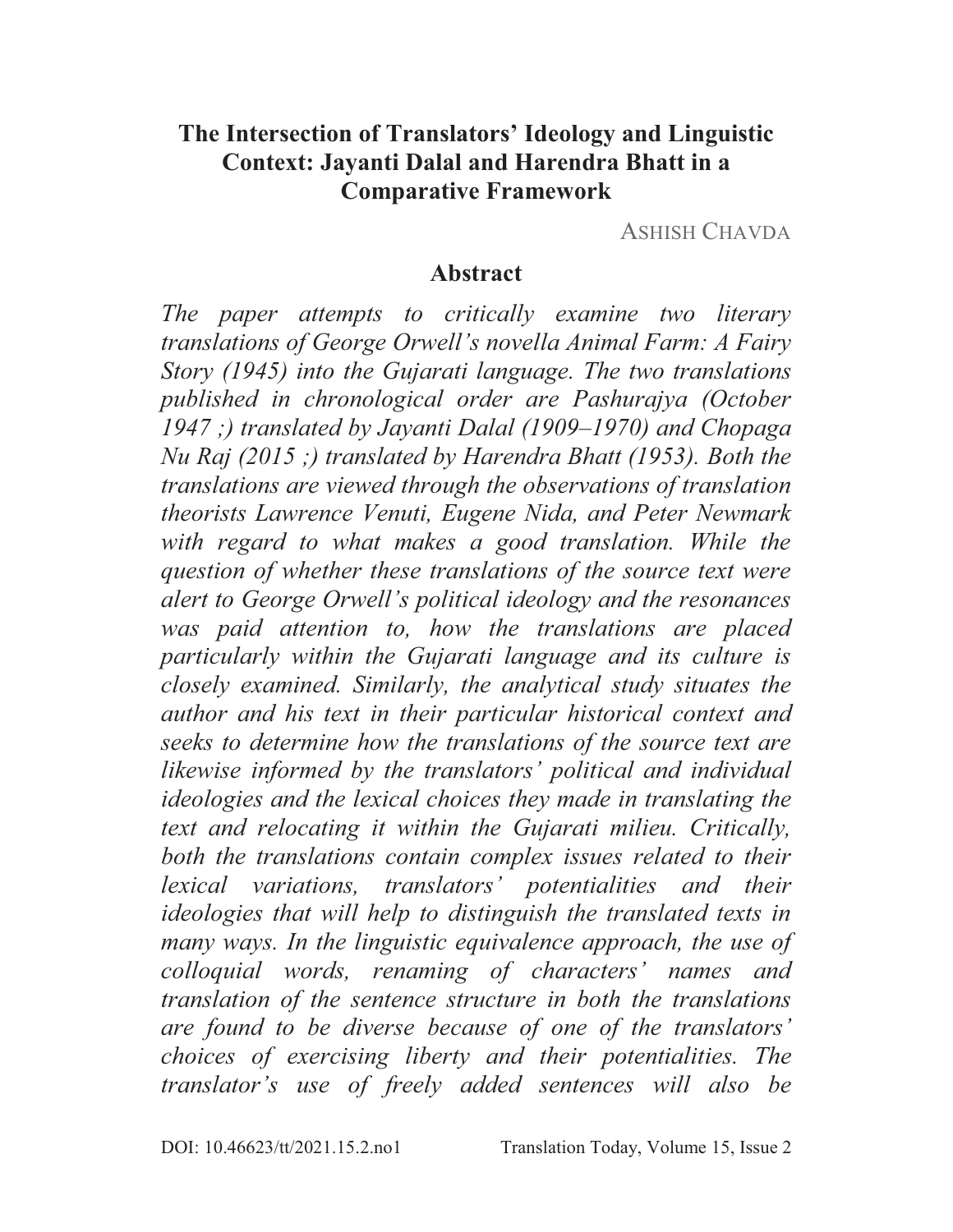# The Intersection of Translators' Ideology and Linguistic Context: Jayanti Dalal and Harendra Bhatt in a Comparative Framework

ASHISH CHAVDA

## Abstract

*The paper attempts to critically examine two literary translations of George Orwell's novella Animal Farm: A Fairy Story (1945) into the Gujarati language. The two translations published in chronological order are Pashurajya (October 1947 ;) translated by Jayanti Dalal (1909–1970) and Chopaga Nu Raj (2015 ;) translated by Harendra Bhatt (1953). Both the translations are viewed through the observations of translation theorists Lawrence Venuti, Eugene Nida, and Peter Newmark with regard to what makes a good translation. While the question of whether these translations of the source text were alert to George Orwell's political ideology and the resonances was paid attention to, how the translations are placed particularly within the Gujarati language and its culture is closely examined. Similarly, the analytical study situates the author and his text in their particular historical context and seeks to determine how the translations of the source text are likewise informed by the translators' political and individual ideologies and the lexical choices they made in translating the text and relocating it within the Gujarati milieu. Critically, both the translations contain complex issues related to their lexical variations, translators' potentialities and their ideologies that will help to distinguish the translated texts in many ways. In the linguistic equivalence approach, the use of colloquial words, renaming of characters' names and translation of the sentence structure in both the translations are found to be diverse because of one of the translators' choices of exercising liberty and their potentialities. The translator's use of freely added sentences will also be*

DOI: 10.46623/tt/2021.15.2.no1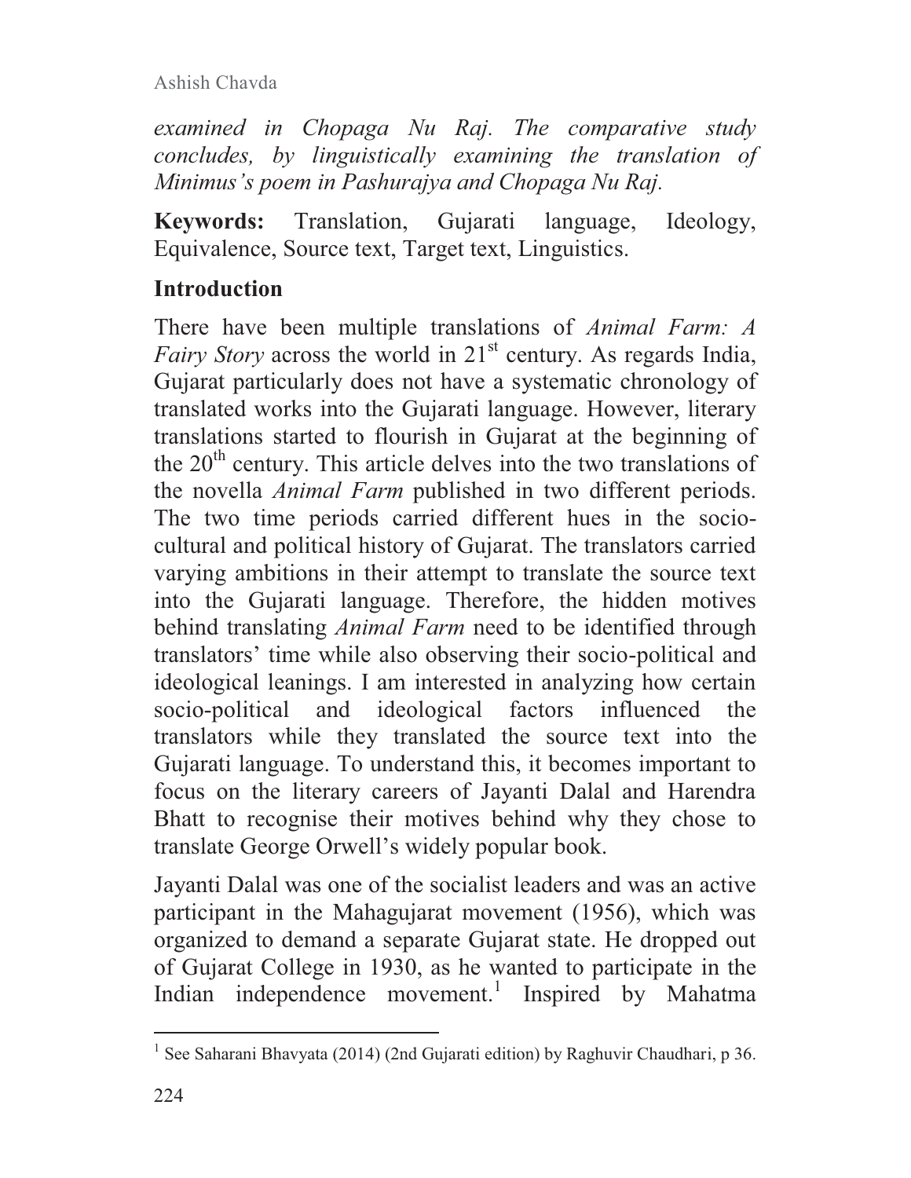*examined in Chopaga Nu Raj. The comparative study concludes, by linguistically examining the translation of Minimus's poem in Pashurajya and Chopaga Nu Raj.*

**Keywords:** Translation, Gujarati language, Ideology, Equivalence, Source text, Target text, Linguistics.

## Introduction

There have been multiple translations of *Animal Farm: A Fairy Story* across the world in 21st century. As regards India, Gujarat particularly does not have a systematic chronology of translated works into the Gujarati language. However, literary translations started to flourish in Gujarat at the beginning of the 20th century. This article delves into the two translations of the novella *Animal Farm* published in two different periods. The two time periods carried different hues in the socio-cultural and political history of Gujarat. The translators carried varying ambitions in their attempt to translate the source text into the Gujarati language. Therefore, the hidden motives behind translating *Animal Farm* need to be identified through translators' time while also observing their socio-political and ideological leanings. I am interested in analyzing how certain socio-political and ideological factors influenced the translators while they translated the source text into the Gujarati language. To understand this, it becomes important to focus on the literary careers of Jayanti Dalal and Harendra Bhatt to recognise their motives behind why they chose to translate George Orwell's widely popular book.

Jayanti Dalal was one of the socialist leaders and was an active participant in the Mahagujarat movement (1956), which was organized to demand a separate Gujarat state. He dropped out of Gujarat College in 1930, as he wanted to participate in the Indian independence movement.[1] Inspired by Mahatma

[1] See Saharani Bhavyata (2014) (2nd Gujarati edition) by Raghuvir Chaudhari, p 36.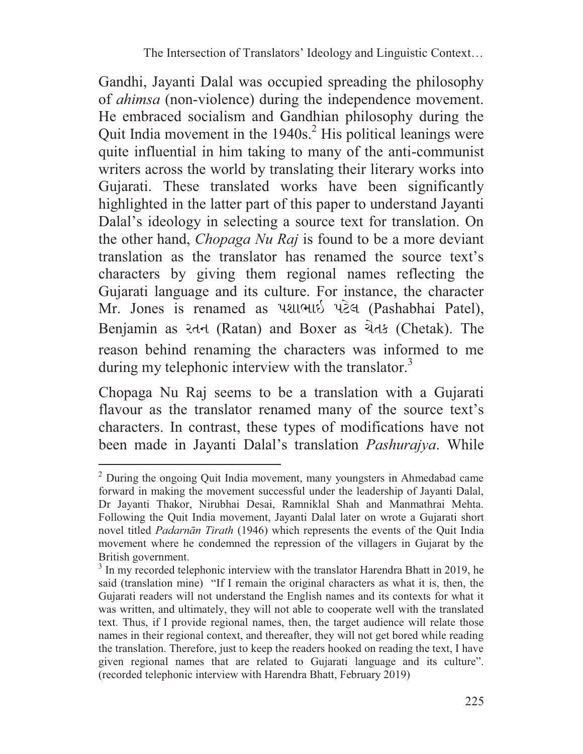Gandhi, Jayanti Dalal was occupied spreading the philosophy of *ahimsa* (non-violence) during the independence movement. He embraced socialism and Gandhian philosophy during the Quit India movement in the 1940s.[2] His political leanings were quite influential in him taking to many of the anti-communist writers across the world by translating their literary works into Gujarati. These translated works have been significantly highlighted in the latter part of this paper to understand Jayanti Dalal's ideology in selecting a source text for translation. On the other hand, *Chopaga Nu Raj* is found to be a more deviant translation as the translator has renamed the source text's characters by giving them regional names reflecting the Gujarati language and its culture. For instance, the character Mr. Jones is renamed as પશાભાઈ પટેલ (Pashabhai Patel), Benjamin as રતન (Ratan) and Boxer as ચેતક (Chetak). The reason behind renaming the characters was informed to me during my telephonic interview with the translator.[3]

Chopaga Nu Raj seems to be a translation with a Gujarati flavour as the translator renamed many of the source text's characters. In contrast, these types of modifications have not been made in Jayanti Dalal's translation *Pashurajya*. While

---

[2] During the ongoing Quit India movement, many youngsters in Ahmedabad came forward in making the movement successful under the leadership of Jayanti Dalal, Dr Jayanti Thakor, Nirubhai Desai, Ramniklal Shah and Manmathrai Mehta. Following the Quit India movement, Jayanti Dalal later on wrote a Gujarati short novel titled *Padarnān Tirath* (1946) which represents the events of the Quit India movement where he condemned the repression of the villagers in Gujarat by the British government.

[3] In my recorded telephonic interview with the translator Harendra Bhatt in 2019, he said (translation mine) "If I remain the original characters as what it is, then, the Gujarati readers will not understand the English names and its contexts for what it was written, and ultimately, they will not able to cooperate well with the translated text. Thus, if I provide regional names, then, the target audience will relate those names in their regional context, and thereafter, they will not get bored while reading the translation. Therefore, just to keep the readers hooked on reading the text, I have given regional names that are related to Gujarati language and its culture". (recorded telephonic interview with Harendra Bhatt, February 2019)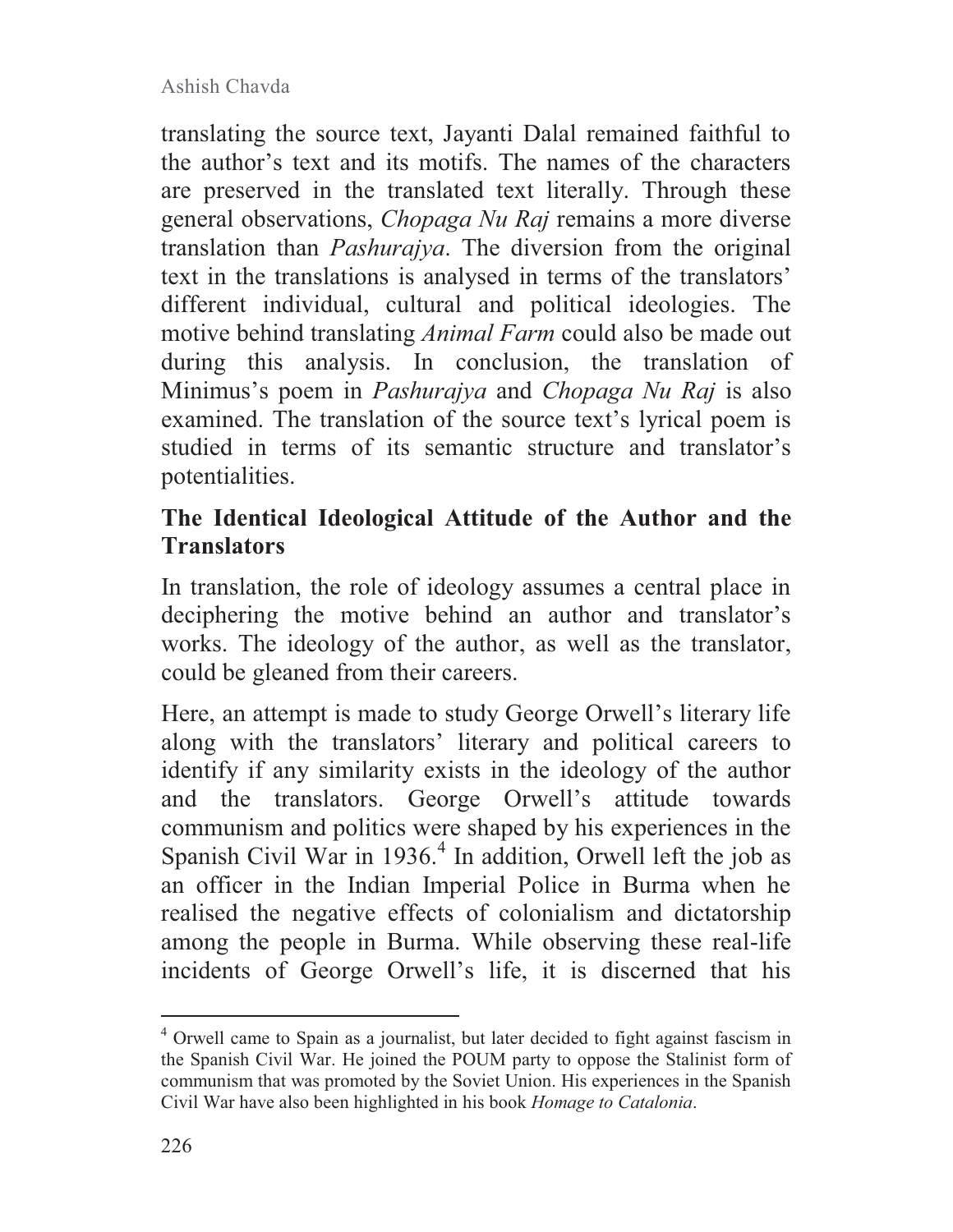translating the source text, Jayanti Dalal remained faithful to the author's text and its motifs. The names of the characters are preserved in the translated text literally. Through these general observations, *Chopaga Nu Raj* remains a more diverse translation than *Pashurajya*. The diversion from the original text in the translations is analysed in terms of the translators' different individual, cultural and political ideologies. The motive behind translating *Animal Farm* could also be made out during this analysis. In conclusion, the translation of Minimus's poem in *Pashurajya* and *Chopaga Nu Raj* is also examined. The translation of the source text's lyrical poem is studied in terms of its semantic structure and translator's potentialities.

## The Identical Ideological Attitude of the Author and the Translators

In translation, the role of ideology assumes a central place in deciphering the motive behind an author and translator's works. The ideology of the author, as well as the translator, could be gleaned from their careers.

Here, an attempt is made to study George Orwell's literary life along with the translators' literary and political careers to identify if any similarity exists in the ideology of the author and the translators. George Orwell's attitude towards communism and politics were shaped by his experiences in the Spanish Civil War in 1936.[4] In addition, Orwell left the job as an officer in the Indian Imperial Police in Burma when he realised the negative effects of colonialism and dictatorship among the people in Burma. While observing these real-life incidents of George Orwell's life, it is discerned that his

---

[4] Orwell came to Spain as a journalist, but later decided to fight against fascism in the Spanish Civil War. He joined the POUM party to oppose the Stalinist form of communism that was promoted by the Soviet Union. His experiences in the Spanish Civil War have also been highlighted in his book *Homage to Catalonia*.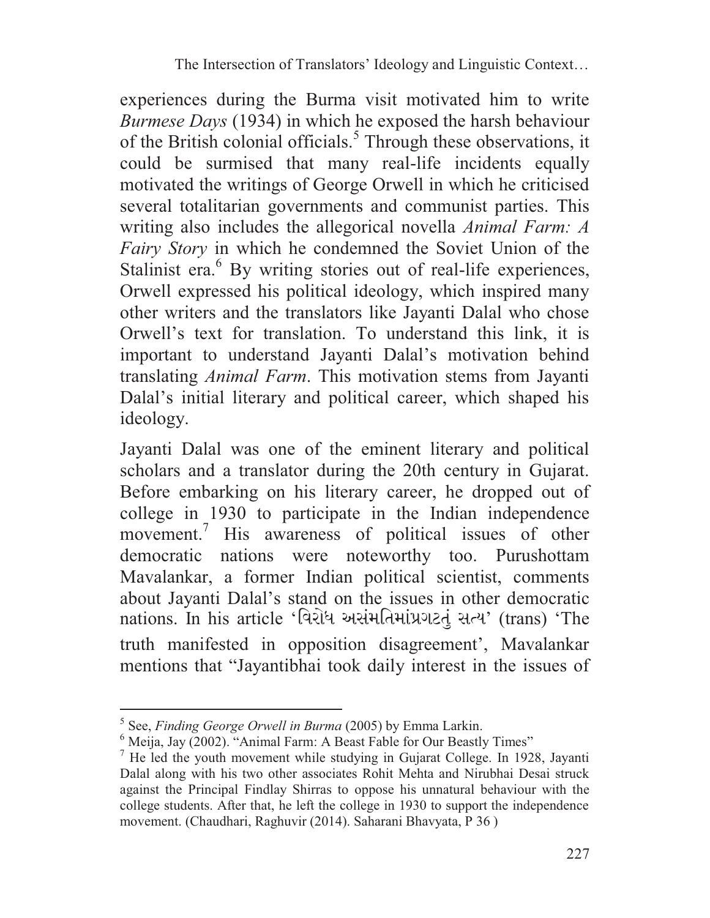experiences during the Burma visit motivated him to write *Burmese Days* (1934) in which he exposed the harsh behaviour of the British colonial officials.[5] Through these observations, it could be surmised that many real-life incidents equally motivated the writings of George Orwell in which he criticised several totalitarian governments and communist parties. This writing also includes the allegorical novella *Animal Farm: A Fairy Story* in which he condemned the Soviet Union of the Stalinist era.[6] By writing stories out of real-life experiences, Orwell expressed his political ideology, which inspired many other writers and the translators like Jayanti Dalal who chose Orwell's text for translation. To understand this link, it is important to understand Jayanti Dalal's motivation behind translating *Animal Farm*. This motivation stems from Jayanti Dalal's initial literary and political career, which shaped his ideology.

Jayanti Dalal was one of the eminent literary and political scholars and a translator during the 20th century in Gujarat. Before embarking on his literary career, he dropped out of college in 1930 to participate in the Indian independence movement.[7] His awareness of political issues of other democratic nations were noteworthy too. Purushottam Mavalankar, a former Indian political scientist, comments about Jayanti Dalal's stand on the issues in other democratic nations. In his article 'વિરોધ અસંમતિમાંપ્રગટતું સત્ય' (trans) 'The truth manifested in opposition disagreement', Mavalankar mentions that "Jayantibhai took daily interest in the issues of

---

[5] See, *Finding George Orwell in Burma* (2005) by Emma Larkin.

[6] Meija, Jay (2002). "Animal Farm: A Beast Fable for Our Beastly Times"

[7] He led the youth movement while studying in Gujarat College. In 1928, Jayanti Dalal along with his two other associates Rohit Mehta and Nirubhai Desai struck against the Principal Findlay Shirras to oppose his unnatural behaviour with the college students. After that, he left the college in 1930 to support the independence movement. (Chaudhari, Raghuvir (2014). Saharani Bhavyata, P 36 )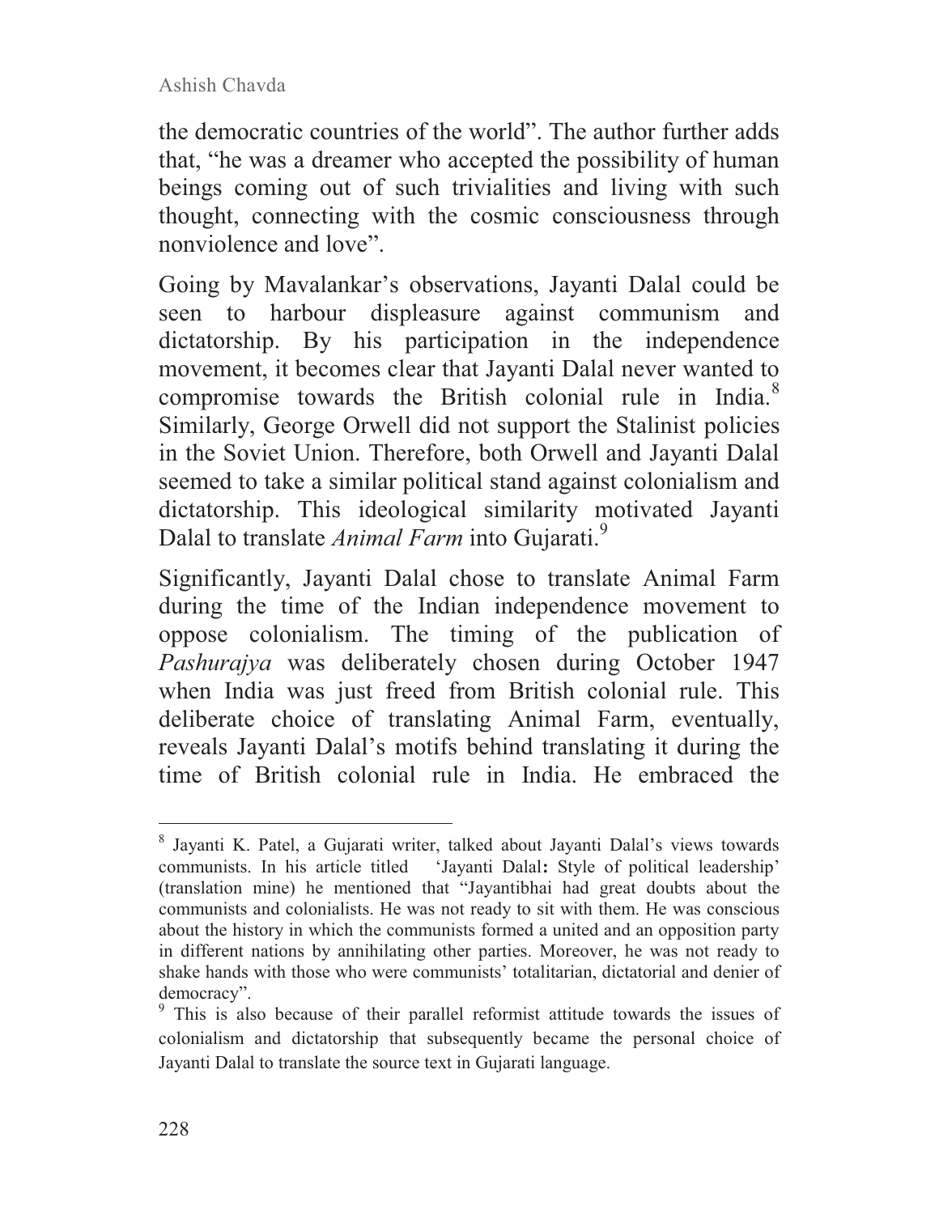the democratic countries of the world". The author further adds that, "he was a dreamer who accepted the possibility of human beings coming out of such trivialities and living with such thought, connecting with the cosmic consciousness through nonviolence and love".

Going by Mavalankar's observations, Jayanti Dalal could be seen to harbour displeasure against communism and dictatorship. By his participation in the independence movement, it becomes clear that Jayanti Dalal never wanted to compromise towards the British colonial rule in India.[8] Similarly, George Orwell did not support the Stalinist policies in the Soviet Union. Therefore, both Orwell and Jayanti Dalal seemed to take a similar political stand against colonialism and dictatorship. This ideological similarity motivated Jayanti Dalal to translate *Animal Farm* into Gujarati.[9]

Significantly, Jayanti Dalal chose to translate Animal Farm during the time of the Indian independence movement to oppose colonialism. The timing of the publication of *Pashurajya* was deliberately chosen during October 1947 when India was just freed from British colonial rule. This deliberate choice of translating Animal Farm, eventually, reveals Jayanti Dalal's motifs behind translating it during the time of British colonial rule in India. He embraced the

---

[8] Jayanti K. Patel, a Gujarati writer, talked about Jayanti Dalal's views towards communists. In his article titled 'Jayanti Dalal**:** Style of political leadership' (translation mine) he mentioned that "Jayantibhai had great doubts about the communists and colonialists. He was not ready to sit with them. He was conscious about the history in which the communists formed a united and an opposition party in different nations by annihilating other parties. Moreover, he was not ready to shake hands with those who were communists' totalitarian, dictatorial and denier of democracy".

[9] This is also because of their parallel reformist attitude towards the issues of colonialism and dictatorship that subsequently became the personal choice of Jayanti Dalal to translate the source text in Gujarati language.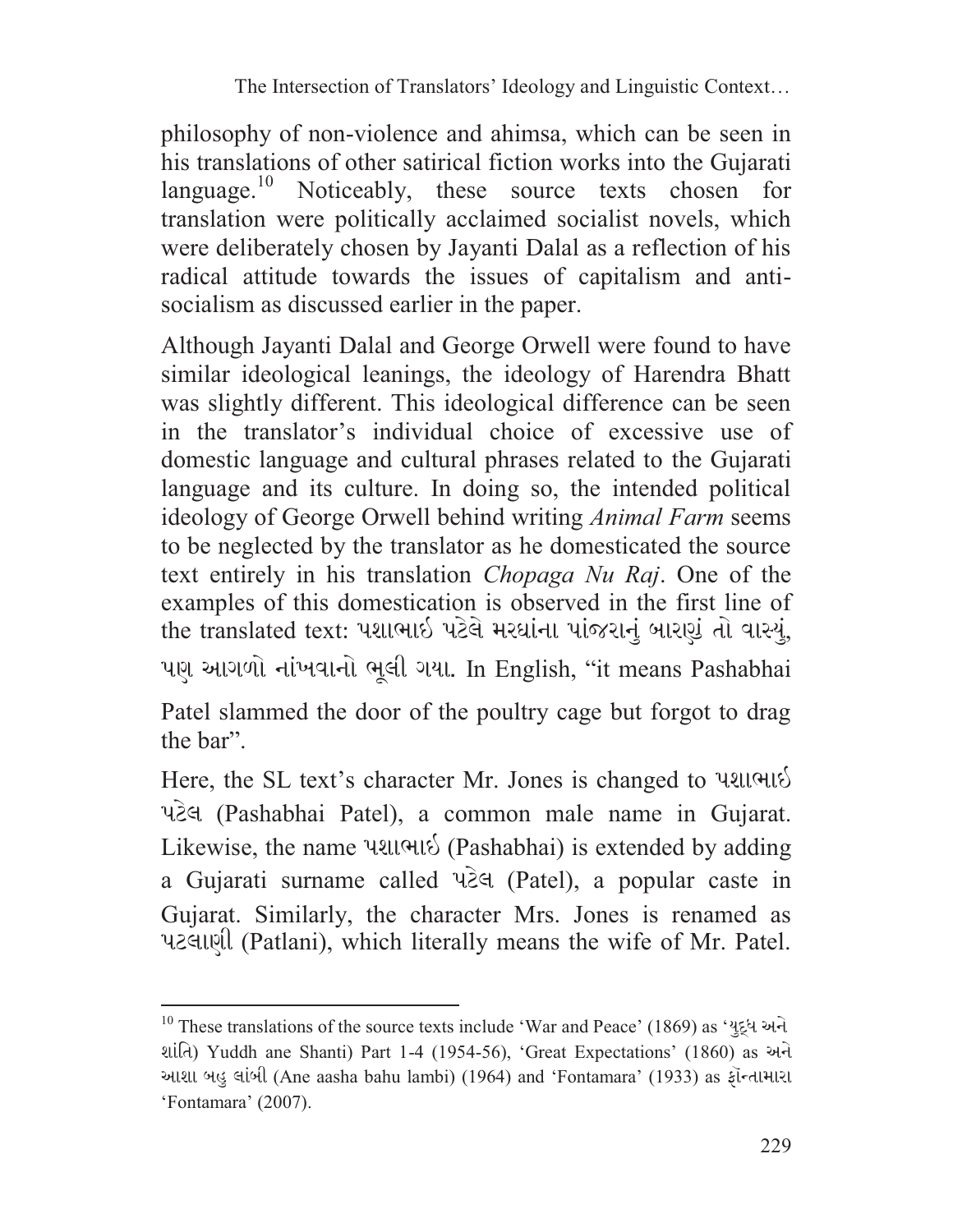philosophy of non-violence and ahimsa, which can be seen in his translations of other satirical fiction works into the Gujarati language.[10] Noticeably, these source texts chosen for translation were politically acclaimed socialist novels, which were deliberately chosen by Jayanti Dalal as a reflection of his radical attitude towards the issues of capitalism and anti-socialism as discussed earlier in the paper.

Although Jayanti Dalal and George Orwell were found to have similar ideological leanings, the ideology of Harendra Bhatt was slightly different. This ideological difference can be seen in the translator's individual choice of excessive use of domestic language and cultural phrases related to the Gujarati language and its culture. In doing so, the intended political ideology of George Orwell behind writing *Animal Farm* seems to be neglected by the translator as he domesticated the source text entirely in his translation *Chopaga Nu Raj*. One of the examples of this domestication is observed in the first line of the translated text: પશાભાઇ પટેલે મરઘાંના પાંજરાનું બારણું તો વાસ્યું, પણ આગળો નાંખવાનો ભૂલી ગયા. In English, "it means Pashabhai Patel slammed the door of the poultry cage but forgot to drag the bar".

Here, the SL text's character Mr. Jones is changed to પશાભાઇ પટેલ (Pashabhai Patel), a common male name in Gujarat. Likewise, the name પશાભાઇ (Pashabhai) is extended by adding a Gujarati surname called પટેલ (Patel), a popular caste in Gujarat. Similarly, the character Mrs. Jones is renamed as પટલાણી (Patlani), which literally means the wife of Mr. Patel.

---

[10] These translations of the source texts include 'War and Peace' (1869) as 'યુદ્ધ અને શાંતિ) Yuddh ane Shanti) Part 1-4 (1954-56), 'Great Expectations' (1860) as અને આશા બહુ લાંબી (Ane aasha bahu lambi) (1964) and 'Fontamara' (1933) as ફોન્તામારા 'Fontamara' (2007).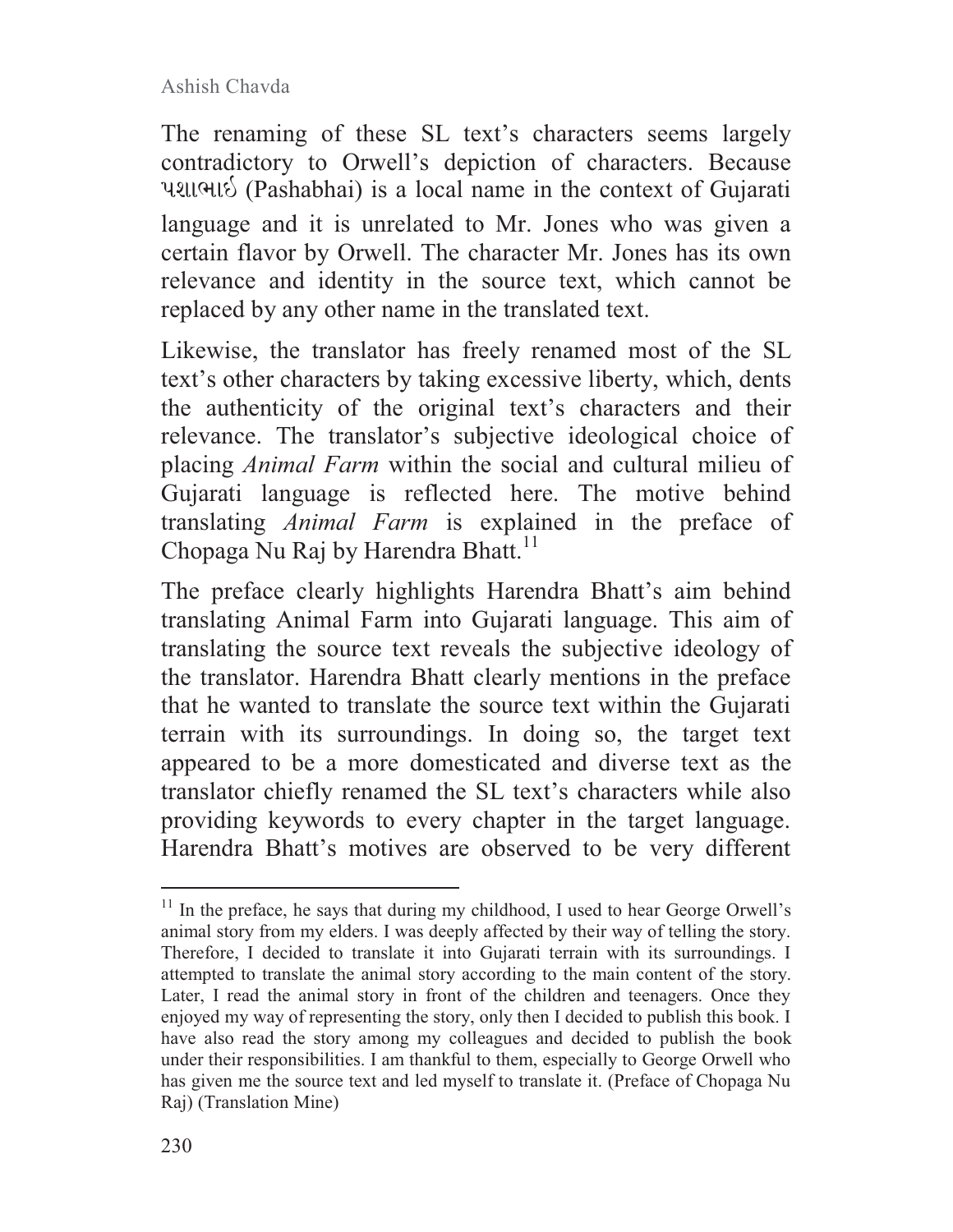The renaming of these SL text's characters seems largely contradictory to Orwell's depiction of characters. Because પશાભાઈ (Pashabhai) is a local name in the context of Gujarati language and it is unrelated to Mr. Jones who was given a certain flavor by Orwell. The character Mr. Jones has its own relevance and identity in the source text, which cannot be replaced by any other name in the translated text.

Likewise, the translator has freely renamed most of the SL text's other characters by taking excessive liberty, which, dents the authenticity of the original text's characters and their relevance. The translator's subjective ideological choice of placing *Animal Farm* within the social and cultural milieu of Gujarati language is reflected here. The motive behind translating *Animal Farm* is explained in the preface of Chopaga Nu Raj by Harendra Bhatt.[11]

The preface clearly highlights Harendra Bhatt's aim behind translating Animal Farm into Gujarati language. This aim of translating the source text reveals the subjective ideology of the translator. Harendra Bhatt clearly mentions in the preface that he wanted to translate the source text within the Gujarati terrain with its surroundings. In doing so, the target text appeared to be a more domesticated and diverse text as the translator chiefly renamed the SL text's characters while also providing keywords to every chapter in the target language. Harendra Bhatt's motives are observed to be very different

---

[11] In the preface, he says that during my childhood, I used to hear George Orwell's animal story from my elders. I was deeply affected by their way of telling the story. Therefore, I decided to translate it into Gujarati terrain with its surroundings. I attempted to translate the animal story according to the main content of the story. Later, I read the animal story in front of the children and teenagers. Once they enjoyed my way of representing the story, only then I decided to publish this book. I have also read the story among my colleagues and decided to publish the book under their responsibilities. I am thankful to them, especially to George Orwell who has given me the source text and led myself to translate it. (Preface of Chopaga Nu Raj) (Translation Mine)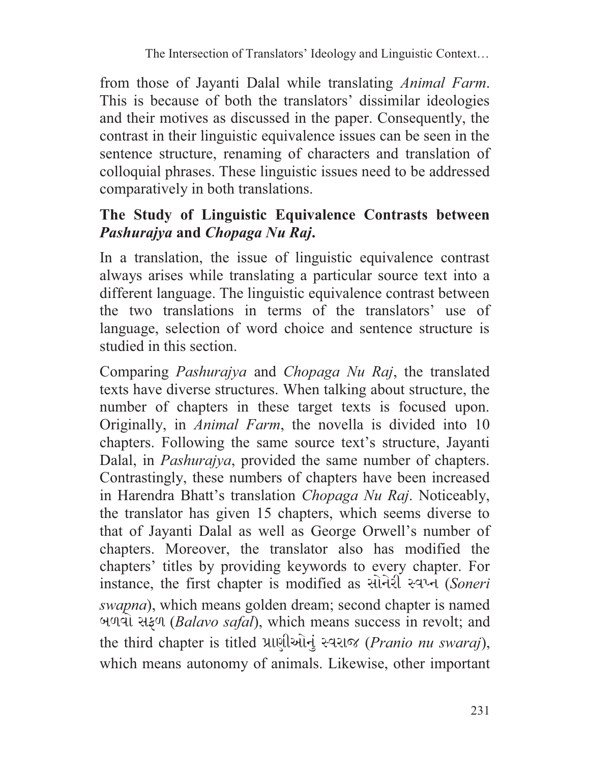from those of Jayanti Dalal while translating *Animal Farm*. This is because of both the translators' dissimilar ideologies and their motives as discussed in the paper. Consequently, the contrast in their linguistic equivalence issues can be seen in the sentence structure, renaming of characters and translation of colloquial phrases. These linguistic issues need to be addressed comparatively in both translations.

### The Study of Linguistic Equivalence Contrasts between *Pashurajya* and *Chopaga Nu Raj*.

In a translation, the issue of linguistic equivalence contrast always arises while translating a particular source text into a different language. The linguistic equivalence contrast between the two translations in terms of the translators' use of language, selection of word choice and sentence structure is studied in this section.

Comparing *Pashurajya* and *Chopaga Nu Raj*, the translated texts have diverse structures. When talking about structure, the number of chapters in these target texts is focused upon. Originally, in *Animal Farm*, the novella is divided into 10 chapters. Following the same source text's structure, Jayanti Dalal, in *Pashurajya*, provided the same number of chapters. Contrastingly, these numbers of chapters have been increased in Harendra Bhatt's translation *Chopaga Nu Raj*. Noticeably, the translator has given 15 chapters, which seems diverse to that of Jayanti Dalal as well as George Orwell's number of chapters. Moreover, the translator also has modified the chapters' titles by providing keywords to every chapter. For instance, the first chapter is modified as સોનેરી સ્વપ્ન (*Soneri swapna*), which means golden dream; second chapter is named બળવો સફળ (*Balavo safal*), which means success in revolt; and the third chapter is titled પ્રાણીઓનું સ્વરાજ (*Pranio nu swaraj*), which means autonomy of animals. Likewise, other important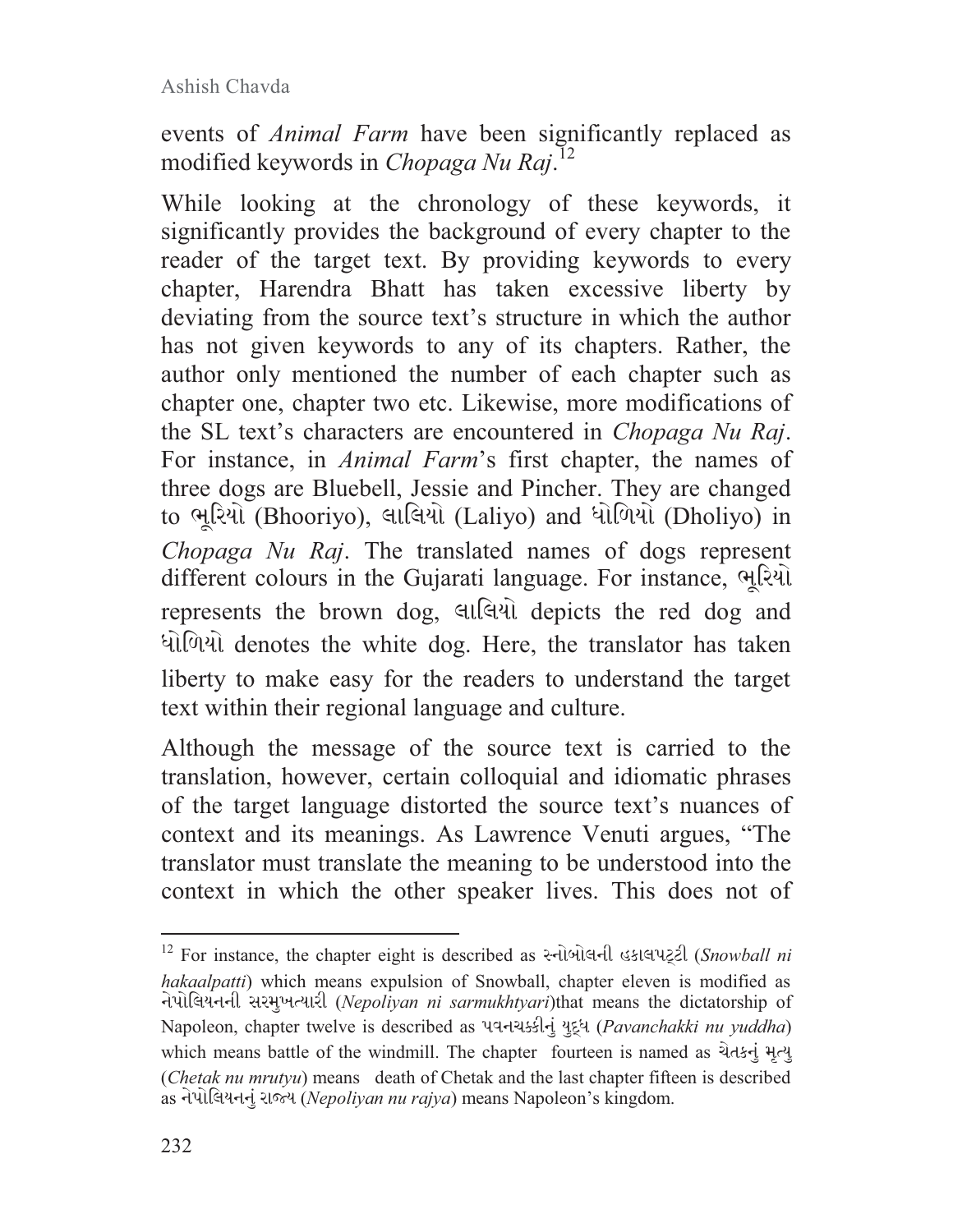events of *Animal Farm* have been significantly replaced as modified keywords in *Chopaga Nu Raj*.[12]

While looking at the chronology of these keywords, it significantly provides the background of every chapter to the reader of the target text. By providing keywords to every chapter, Harendra Bhatt has taken excessive liberty by deviating from the source text's structure in which the author has not given keywords to any of its chapters. Rather, the author only mentioned the number of each chapter such as chapter one, chapter two etc. Likewise, more modifications of the SL text's characters are encountered in *Chopaga Nu Raj*. For instance, in *Animal Farm*'s first chapter, the names of three dogs are Bluebell, Jessie and Pincher. They are changed to ભૂરિયો (Bhooriyo), લાલિયો (Laliyo) and ધોળિયો (Dholiyo) in *Chopaga Nu Raj*. The translated names of dogs represent different colours in the Gujarati language. For instance, ભૂરિયો represents the brown dog, લાલિયો depicts the red dog and ધોળિયો denotes the white dog. Here, the translator has taken liberty to make easy for the readers to understand the target text within their regional language and culture.

Although the message of the source text is carried to the translation, however, certain colloquial and idiomatic phrases of the target language distorted the source text's nuances of context and its meanings. As Lawrence Venuti argues, "The translator must translate the meaning to be understood into the context in which the other speaker lives. This does not of

---

[12] For instance, the chapter eight is described as સ્નોબોલની હકાલપટ્ટી (*Snowball ni hakaalpatti*) which means expulsion of Snowball, chapter eleven is modified as નેપોલિયનની સરમુખત્યારી (*Nepoliyan ni sarmukhtyari*)that means the dictatorship of Napoleon, chapter twelve is described as પવનચક્કીનું યુદ્ધ (*Pavanchakki nu yuddha*) which means battle of the windmill. The chapter fourteen is named as ચેતકનું મૃત્યુ (*Chetak nu mrutyu*) means death of Chetak and the last chapter fifteen is described as નેપોલિયનનું રાજ્ય (*Nepoliyan nu rajya*) means Napoleon's kingdom.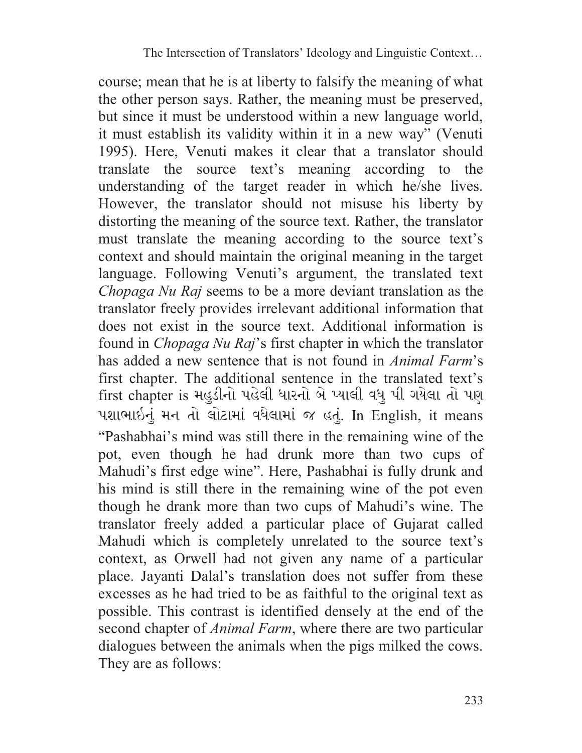course; mean that he is at liberty to falsify the meaning of what the other person says. Rather, the meaning must be preserved, but since it must be understood within a new language world, it must establish its validity within it in a new way" (Venuti 1995). Here, Venuti makes it clear that a translator should translate the source text's meaning according to the understanding of the target reader in which he/she lives. However, the translator should not misuse his liberty by distorting the meaning of the source text. Rather, the translator must translate the meaning according to the source text's context and should maintain the original meaning in the target language. Following Venuti's argument, the translated text *Chopaga Nu Raj* seems to be a more deviant translation as the translator freely provides irrelevant additional information that does not exist in the source text. Additional information is found in *Chopaga Nu Raj*'s first chapter in which the translator has added a new sentence that is not found in *Animal Farm*'s first chapter. The additional sentence in the translated text's first chapter is મહુડીનો પહેલી ધારનો બે પ્યાલી વધુ પી ગયેલા તો પણ પશાભાઈનું મન તો લોટામાં વધેલામાં જ હતું. In English, it means "Pashabhai's mind was still there in the remaining wine of the pot, even though he had drunk more than two cups of Mahudi's first edge wine". Here, Pashabhai is fully drunk and his mind is still there in the remaining wine of the pot even though he drank more than two cups of Mahudi's wine. The translator freely added a particular place of Gujarat called Mahudi which is completely unrelated to the source text's context, as Orwell had not given any name of a particular place. Jayanti Dalal's translation does not suffer from these excesses as he had tried to be as faithful to the original text as possible. This contrast is identified densely at the end of the second chapter of *Animal Farm*, where there are two particular dialogues between the animals when the pigs milked the cows. They are as follows: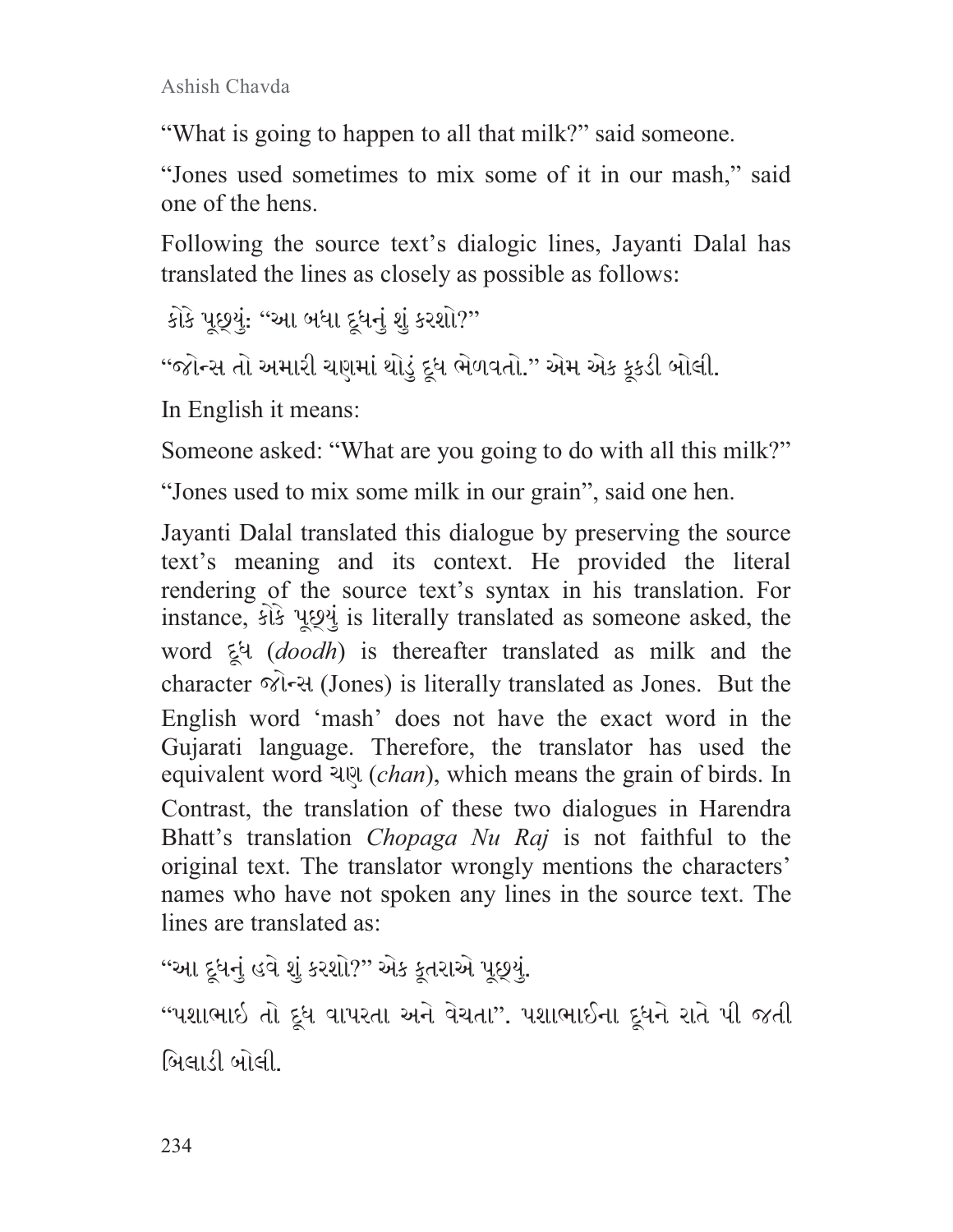"What is going to happen to all that milk?" said someone.

"Jones used sometimes to mix some of it in our mash," said one of the hens.

Following the source text's dialogic lines, Jayanti Dalal has translated the lines as closely as possible as follows:

કોકે પૂછ્યું: "આ બધા દૂધનું શું કરશો?"

"જોન્સ તો અમારી ચણમાં થોડું દૂધ ભેળવતો." એમ એક કૂકડી બોલી.

In English it means:

Someone asked: "What are you going to do with all this milk?"

"Jones used to mix some milk in our grain", said one hen.

Jayanti Dalal translated this dialogue by preserving the source text's meaning and its context. He provided the literal rendering of the source text's syntax in his translation. For instance, કોકે પૂછ્યું is literally translated as someone asked, the word દૂધ (*doodh*) is thereafter translated as milk and the character જોન્સ (Jones) is literally translated as Jones. But the English word 'mash' does not have the exact word in the Gujarati language. Therefore, the translator has used the equivalent word ચણ (*chan*), which means the grain of birds. In Contrast, the translation of these two dialogues in Harendra Bhatt's translation *Chopaga Nu Raj* is not faithful to the original text. The translator wrongly mentions the characters' names who have not spoken any lines in the source text. The lines are translated as:

"આ દૂધનું હવે શું કરશો?" એક કૂતરાએ પૂછ્યું.

"પશાભાઈ તો દૂધ વાપરતા અને વેચતા". પશાભાઈના દૂધને રાતે પી જતી બિલાડી બોલી.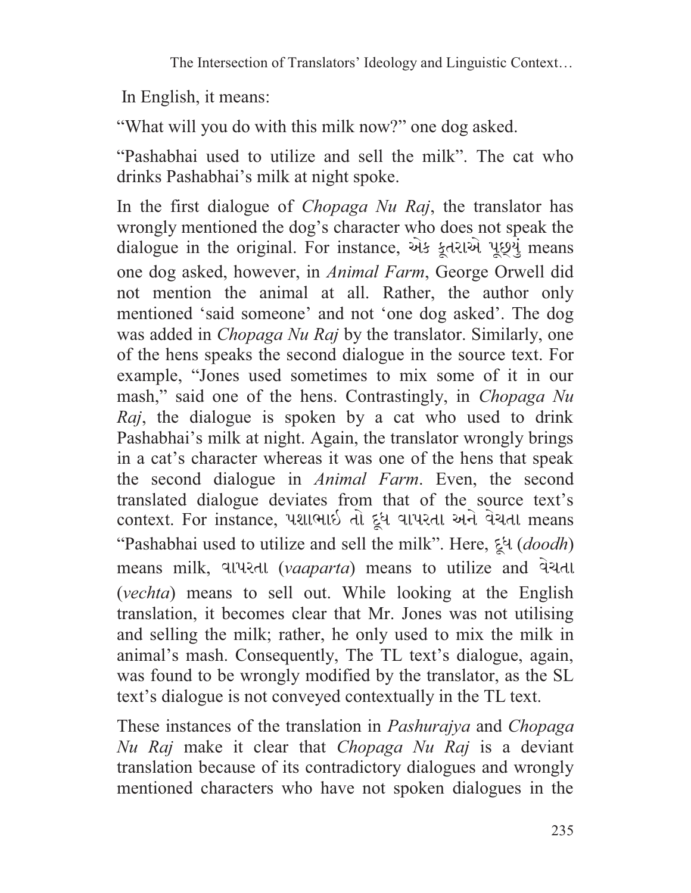In English, it means:

"What will you do with this milk now?" one dog asked.

"Pashabhai used to utilize and sell the milk". The cat who drinks Pashabhai's milk at night spoke.

In the first dialogue of *Chopaga Nu Raj*, the translator has wrongly mentioned the dog's character who does not speak the dialogue in the original. For instance, એક કૂતરાએ પૂછ્યું means one dog asked, however, in *Animal Farm*, George Orwell did not mention the animal at all. Rather, the author only mentioned 'said someone' and not 'one dog asked'. The dog was added in *Chopaga Nu Raj* by the translator. Similarly, one of the hens speaks the second dialogue in the source text. For example, "Jones used sometimes to mix some of it in our mash," said one of the hens. Contrastingly, in *Chopaga Nu Raj*, the dialogue is spoken by a cat who used to drink Pashabhai's milk at night. Again, the translator wrongly brings in a cat's character whereas it was one of the hens that speak the second dialogue in *Animal Farm*. Even, the second translated dialogue deviates from that of the source text's context. For instance, પશાભાઈ તો દૂધ વાપરતા અને વેચતા means "Pashabhai used to utilize and sell the milk". Here, દૂધ (*doodh*) means milk, વાપરતા (*vaaparta*) means to utilize and વેચતા (*vechta*) means to sell out. While looking at the English translation, it becomes clear that Mr. Jones was not utilising and selling the milk; rather, he only used to mix the milk in animal's mash. Consequently, The TL text's dialogue, again, was found to be wrongly modified by the translator, as the SL text's dialogue is not conveyed contextually in the TL text.

These instances of the translation in *Pashurajya* and *Chopaga Nu Raj* make it clear that *Chopaga Nu Raj* is a deviant translation because of its contradictory dialogues and wrongly mentioned characters who have not spoken dialogues in the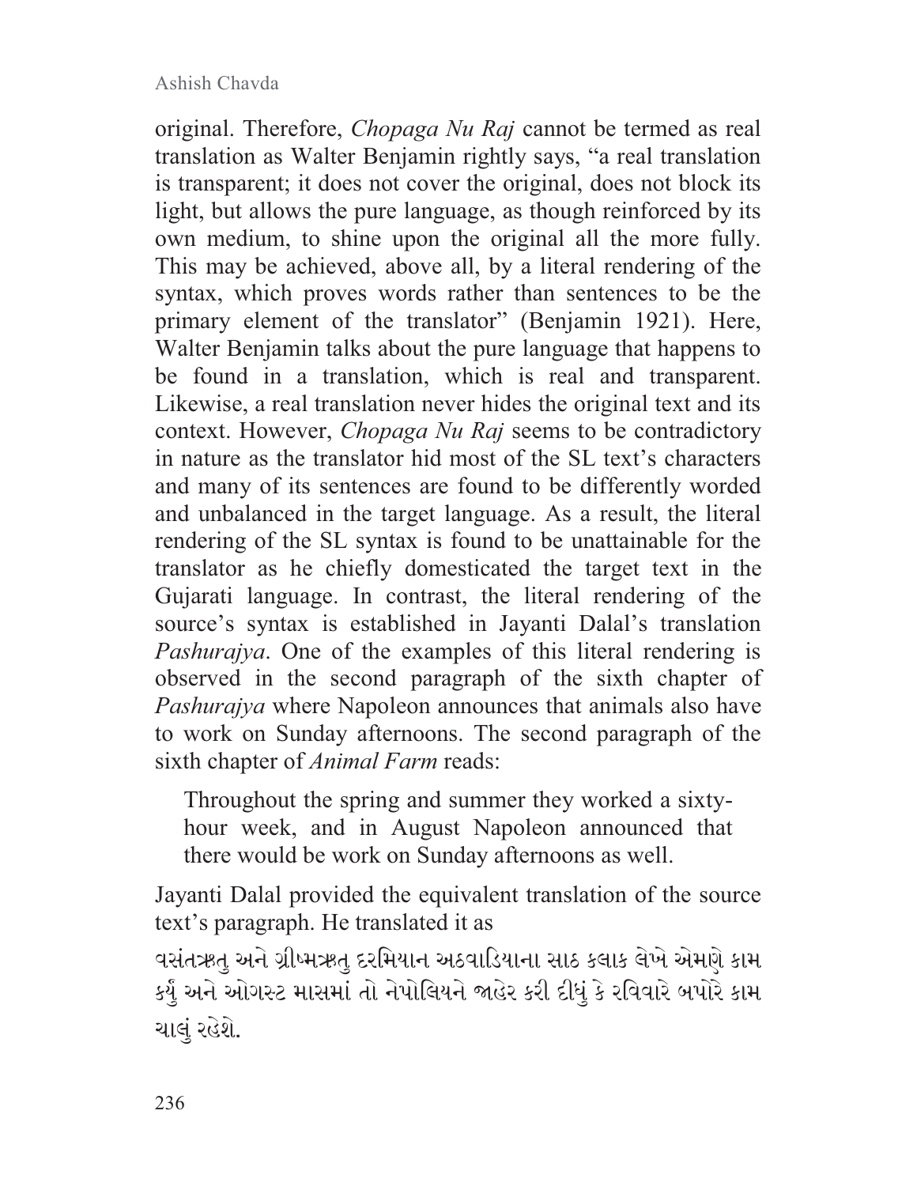original. Therefore, *Chopaga Nu Raj* cannot be termed as real translation as Walter Benjamin rightly says, "a real translation is transparent; it does not cover the original, does not block its light, but allows the pure language, as though reinforced by its own medium, to shine upon the original all the more fully. This may be achieved, above all, by a literal rendering of the syntax, which proves words rather than sentences to be the primary element of the translator" (Benjamin 1921). Here, Walter Benjamin talks about the pure language that happens to be found in a translation, which is real and transparent. Likewise, a real translation never hides the original text and its context. However, *Chopaga Nu Raj* seems to be contradictory in nature as the translator hid most of the SL text's characters and many of its sentences are found to be differently worded and unbalanced in the target language. As a result, the literal rendering of the SL syntax is found to be unattainable for the translator as he chiefly domesticated the target text in the Gujarati language. In contrast, the literal rendering of the source's syntax is established in Jayanti Dalal's translation *Pashurajya*. One of the examples of this literal rendering is observed in the second paragraph of the sixth chapter of *Pashurajya* where Napoleon announces that animals also have to work on Sunday afternoons. The second paragraph of the sixth chapter of *Animal Farm* reads:

> Throughout the spring and summer they worked a sixty-hour week, and in August Napoleon announced that there would be work on Sunday afternoons as well.

Jayanti Dalal provided the equivalent translation of the source text's paragraph. He translated it as

વસંતઋતુ અને ગ્રીષ્મઋતુ દરમિયાન અઠવાડિયાના સાઠ કલાક લેખે એમણે કામ કર્યું અને ઓગસ્ટ માસમાં તો નેપોલિયને જાહેર કરી દીધું કે રવિવારે બપોરે કામ ચાલું રહેશે.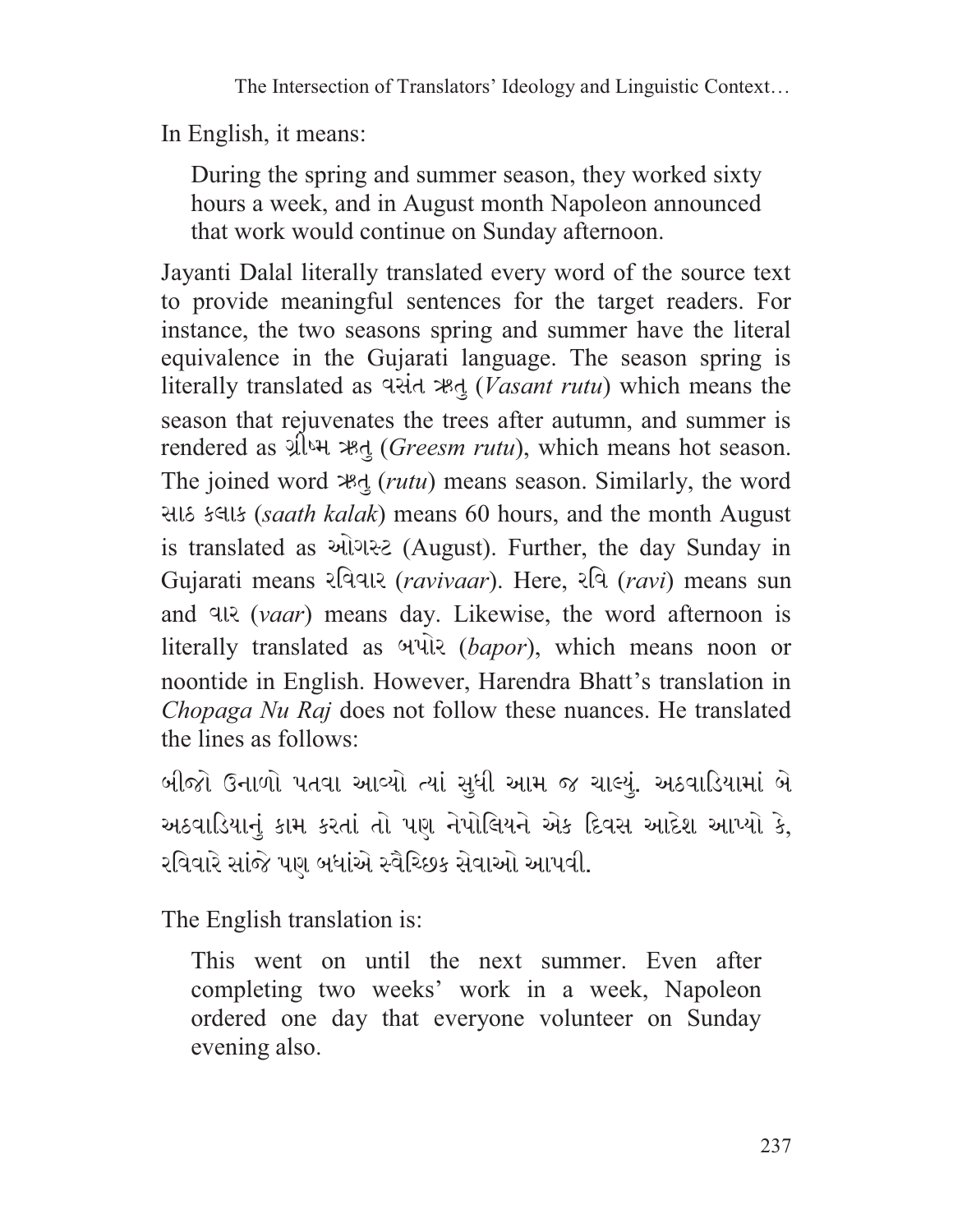In English, it means:

> During the spring and summer season, they worked sixty hours a week, and in August month Napoleon announced that work would continue on Sunday afternoon.

Jayanti Dalal literally translated every word of the source text to provide meaningful sentences for the target readers. For instance, the two seasons spring and summer have the literal equivalence in the Gujarati language. The season spring is literally translated as વસંત ઋતુ (*Vasant rutu*) which means the season that rejuvenates the trees after autumn, and summer is rendered as ગ્રીષ્મ ઋતુ (*Greesm rutu*), which means hot season. The joined word ઋતુ (*rutu*) means season. Similarly, the word સાઠ કલાક (*saath kalak*) means 60 hours, and the month August is translated as ઓગસ્ટ (August). Further, the day Sunday in Gujarati means રવિવાર (*ravivaar*). Here, રવિ (*ravi*) means sun and વાર (*vaar*) means day. Likewise, the word afternoon is literally translated as બપોર (*bapor*), which means noon or noontide in English. However, Harendra Bhatt's translation in *Chopaga Nu Raj* does not follow these nuances. He translated the lines as follows:

બીજો ઉનાળો પતવા આવ્યો ત્યાં સુધી આમ જ ચાલ્યું. અઠવાડિયામાં બે અઠવાડિયાનું કામ કરતાં તો પણ નેપોલિયને એક દિવસ આદેશ આપ્યો કે, રવિવારે સાંજે પણ બધાંએ સ્વૈચ્છિક સેવાઓ આપવી.

The English translation is:

> This went on until the next summer. Even after completing two weeks' work in a week, Napoleon ordered one day that everyone volunteer on Sunday evening also.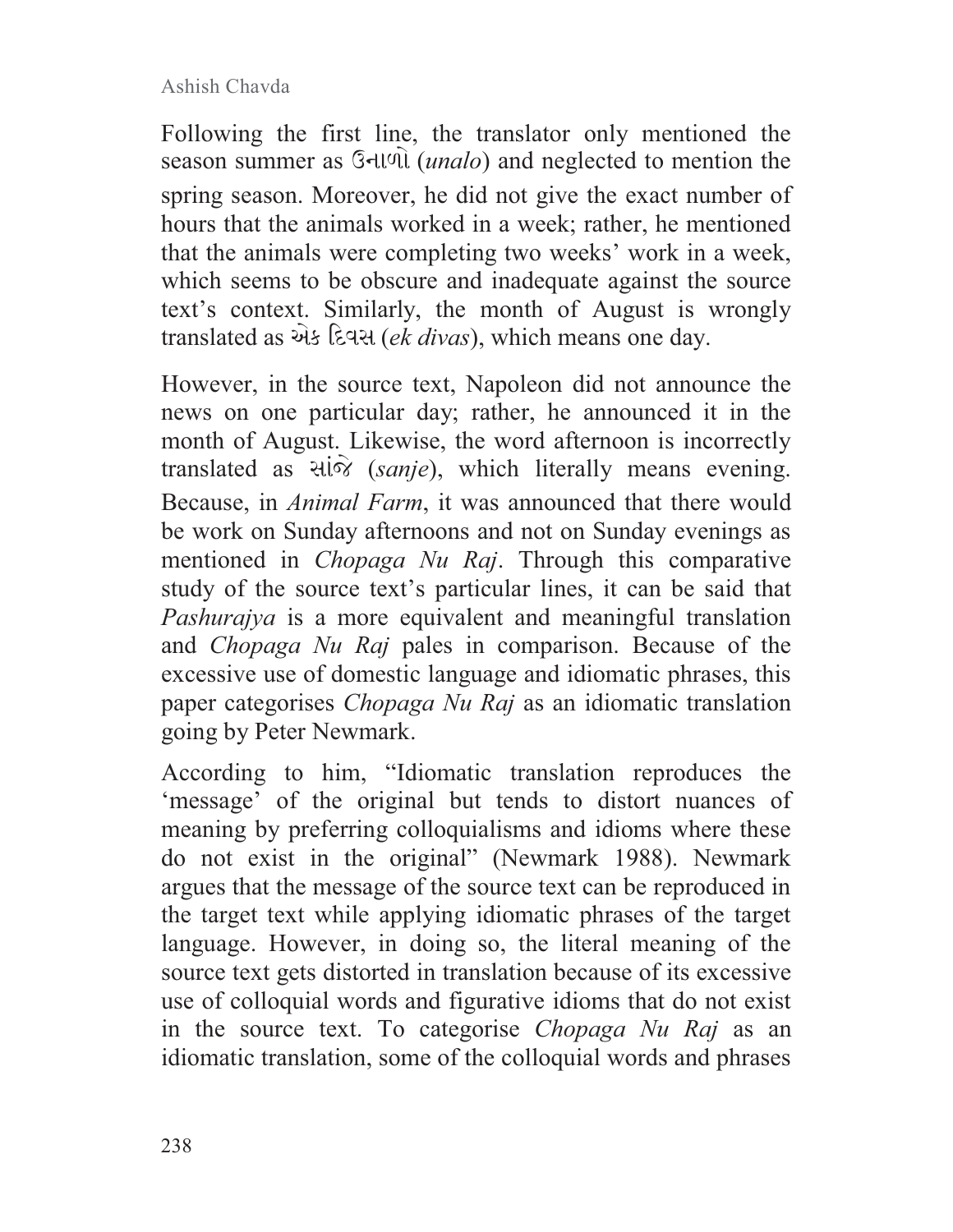Following the first line, the translator only mentioned the season summer as ઉનાળો (*unalo*) and neglected to mention the spring season. Moreover, he did not give the exact number of hours that the animals worked in a week; rather, he mentioned that the animals were completing two weeks' work in a week, which seems to be obscure and inadequate against the source text's context. Similarly, the month of August is wrongly translated as એક દિવસ (*ek divas*), which means one day.

However, in the source text, Napoleon did not announce the news on one particular day; rather, he announced it in the month of August. Likewise, the word afternoon is incorrectly translated as સાંજે (*sanje*), which literally means evening. Because, in *Animal Farm*, it was announced that there would be work on Sunday afternoons and not on Sunday evenings as mentioned in *Chopaga Nu Raj*. Through this comparative study of the source text's particular lines, it can be said that *Pashurajya* is a more equivalent and meaningful translation and *Chopaga Nu Raj* pales in comparison. Because of the excessive use of domestic language and idiomatic phrases, this paper categorises *Chopaga Nu Raj* as an idiomatic translation going by Peter Newmark.

According to him, "Idiomatic translation reproduces the 'message' of the original but tends to distort nuances of meaning by preferring colloquialisms and idioms where these do not exist in the original" (Newmark 1988). Newmark argues that the message of the source text can be reproduced in the target text while applying idiomatic phrases of the target language. However, in doing so, the literal meaning of the source text gets distorted in translation because of its excessive use of colloquial words and figurative idioms that do not exist in the source text. To categorise *Chopaga Nu Raj* as an idiomatic translation, some of the colloquial words and phrases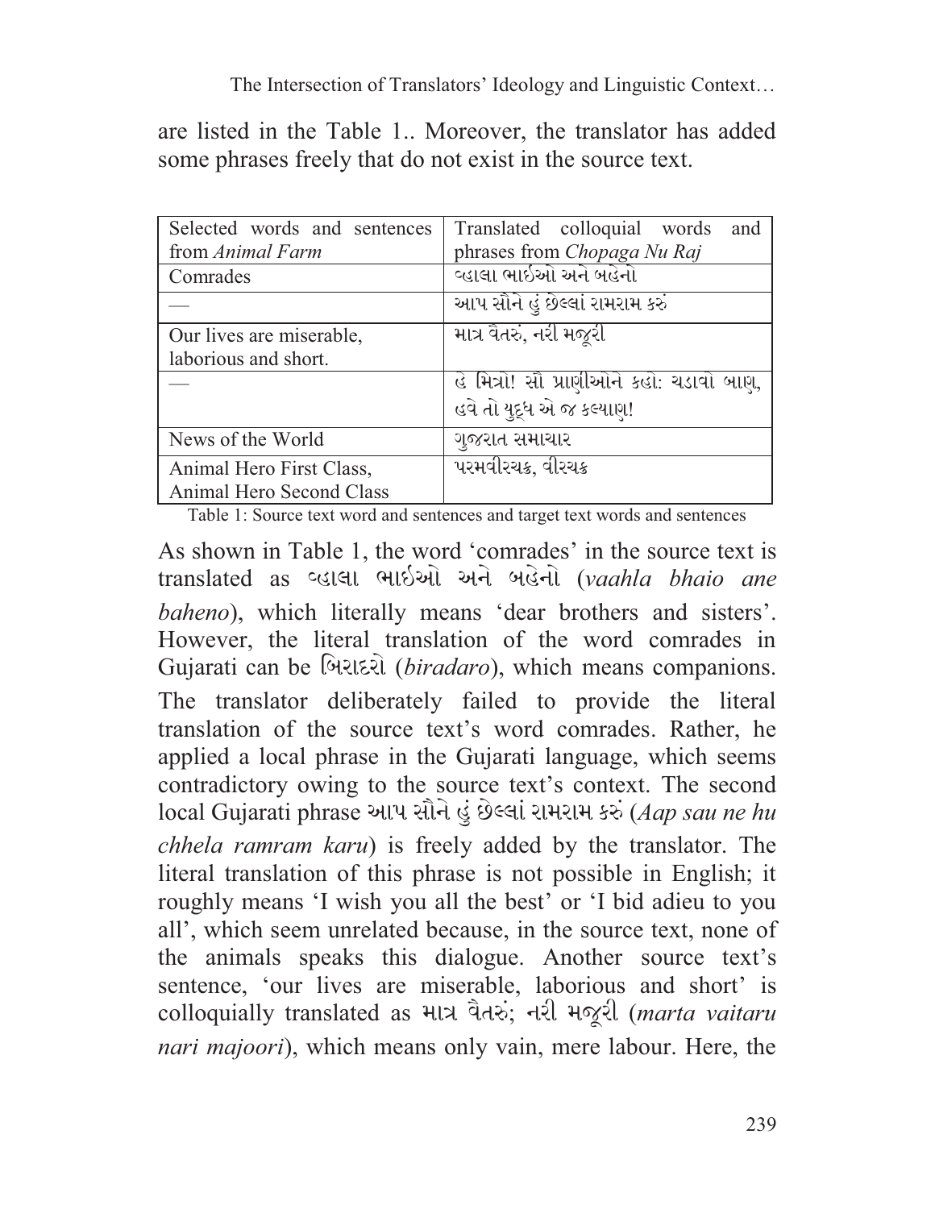are listed in the Table 1.. Moreover, the translator has added some phrases freely that do not exist in the source text.

| Selected words and sentences from *Animal Farm* | Translated colloquial words and phrases from *Chopaga Nu Raj* |
| --- | --- |
| Comrades | વ્હાલા ભાઈઓ અને બહેનો |
| — | આપ સૌને હું છેલ્લાં રામરામ કરું |
| Our lives are miserable, laborious and short. | માત્ર વૈતરું, નરી મજૂરી |
| — | હે મિત્રો! સૌ પ્રાણીઓને કહો: ચડાવો બાણ, હવે તો યુદ્ધ એ જ કલ્યાણ! |
| News of the World | ગુજરાત સમાચાર |
| Animal Hero First Class, Animal Hero Second Class | પરમવીરચક્ર, વીરચક્ર |

Table 1: Source text word and sentences and target text words and sentences

As shown in Table 1, the word 'comrades' in the source text is translated as વ્હાલા ભાઈઓ અને બહેનો (*vaahla bhaio ane baheno*), which literally means 'dear brothers and sisters'. However, the literal translation of the word comrades in Gujarati can be બિરાદરો (*biradaro*), which means companions. The translator deliberately failed to provide the literal translation of the source text's word comrades. Rather, he applied a local phrase in the Gujarati language, which seems contradictory owing to the source text's context. The second local Gujarati phrase આપ સૌને હું છેલ્લાં રામરામ કરું (*Aap sau ne hu chhela ramram karu*) is freely added by the translator. The literal translation of this phrase is not possible in English; it roughly means 'I wish you all the best' or 'I bid adieu to you all', which seem unrelated because, in the source text, none of the animals speaks this dialogue. Another source text's sentence, 'our lives are miserable, laborious and short' is colloquially translated as માત્ર વૈતરું; નરી મજૂરી (*marta vaitaru nari majoori*), which means only vain, mere labour. Here, the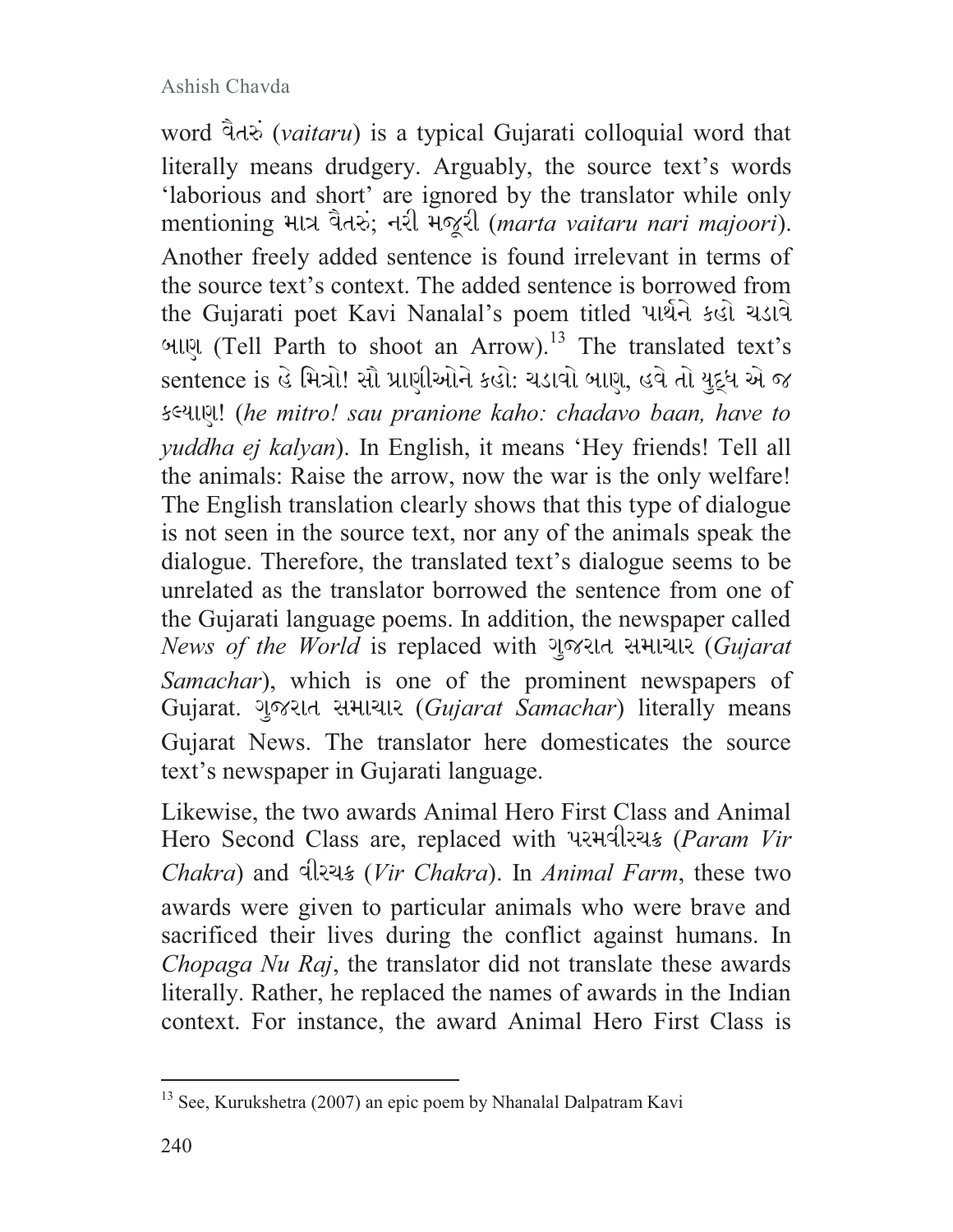word વૈતરું (*vaitaru*) is a typical Gujarati colloquial word that literally means drudgery. Arguably, the source text's words 'laborious and short' are ignored by the translator while only mentioning માત્ર વૈતરું; નરી મજૂરી (*marta vaitaru nari majoori*). Another freely added sentence is found irrelevant in terms of the source text's context. The added sentence is borrowed from the Gujarati poet Kavi Nanalal's poem titled પાર્થને કહો ચડાવે બાણ (Tell Parth to shoot an Arrow).[13] The translated text's sentence is હે મિત્રો! સૌ પ્રાણીઓને કહો: ચડાવો બાણ, હવે તો યુદ્ધ એ જ કલ્યાણ! (*he mitro! sau pranione kaho: chadavo baan, have to yuddha ej kalyan*). In English, it means 'Hey friends! Tell all the animals: Raise the arrow, now the war is the only welfare! The English translation clearly shows that this type of dialogue is not seen in the source text, nor any of the animals speak the dialogue. Therefore, the translated text's dialogue seems to be unrelated as the translator borrowed the sentence from one of the Gujarati language poems. In addition, the newspaper called *News of the World* is replaced with ગુજરાત સમાચાર (*Gujarat Samachar*), which is one of the prominent newspapers of Gujarat. ગુજરાત સમાચાર (*Gujarat Samachar*) literally means Gujarat News. The translator here domesticates the source text's newspaper in Gujarati language.

Likewise, the two awards Animal Hero First Class and Animal Hero Second Class are, replaced with પરમવીરચક્ર (*Param Vir Chakra*) and વીરચક્ર (*Vir Chakra*). In *Animal Farm*, these two awards were given to particular animals who were brave and sacrificed their lives during the conflict against humans. In *Chopaga Nu Raj*, the translator did not translate these awards literally. Rather, he replaced the names of awards in the Indian context. For instance, the award Animal Hero First Class is

[13] See, Kurukshetra (2007) an epic poem by Nhanalal Dalpatram Kavi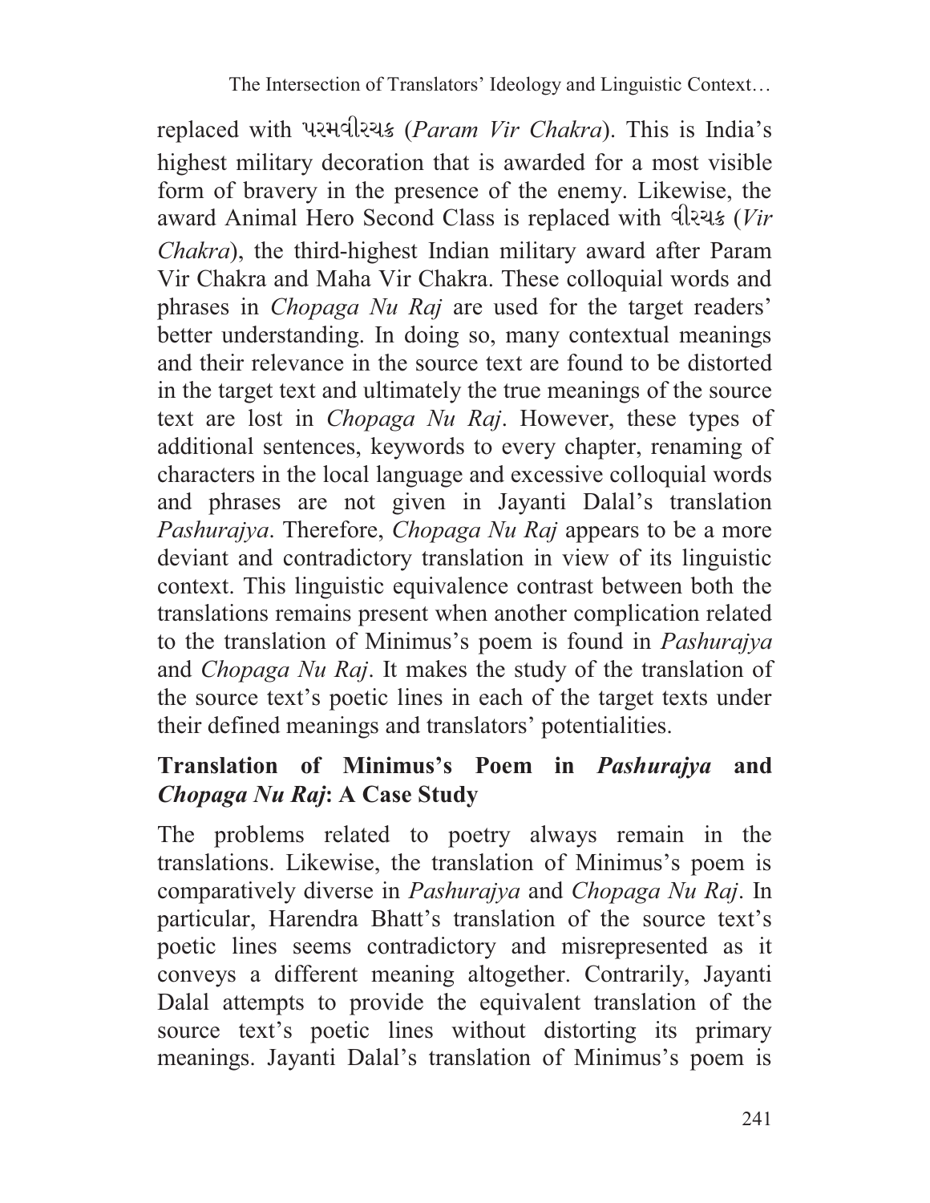replaced with પરમવીરચક્ર (*Param Vir Chakra*). This is India's highest military decoration that is awarded for a most visible form of bravery in the presence of the enemy. Likewise, the award Animal Hero Second Class is replaced with વીરચક્ર (*Vir Chakra*), the third-highest Indian military award after Param Vir Chakra and Maha Vir Chakra. These colloquial words and phrases in *Chopaga Nu Raj* are used for the target readers' better understanding. In doing so, many contextual meanings and their relevance in the source text are found to be distorted in the target text and ultimately the true meanings of the source text are lost in *Chopaga Nu Raj*. However, these types of additional sentences, keywords to every chapter, renaming of characters in the local language and excessive colloquial words and phrases are not given in Jayanti Dalal's translation *Pashurajya*. Therefore, *Chopaga Nu Raj* appears to be a more deviant and contradictory translation in view of its linguistic context. This linguistic equivalence contrast between both the translations remains present when another complication related to the translation of Minimus's poem is found in *Pashurajya* and *Chopaga Nu Raj*. It makes the study of the translation of the source text's poetic lines in each of the target texts under their defined meanings and translators' potentialities.

## Translation of Minimus's Poem in *Pashurajya* and *Chopaga Nu Raj*: A Case Study

The problems related to poetry always remain in the translations. Likewise, the translation of Minimus's poem is comparatively diverse in *Pashurajya* and *Chopaga Nu Raj*. In particular, Harendra Bhatt's translation of the source text's poetic lines seems contradictory and misrepresented as it conveys a different meaning altogether. Contrarily, Jayanti Dalal attempts to provide the equivalent translation of the source text's poetic lines without distorting its primary meanings. Jayanti Dalal's translation of Minimus's poem is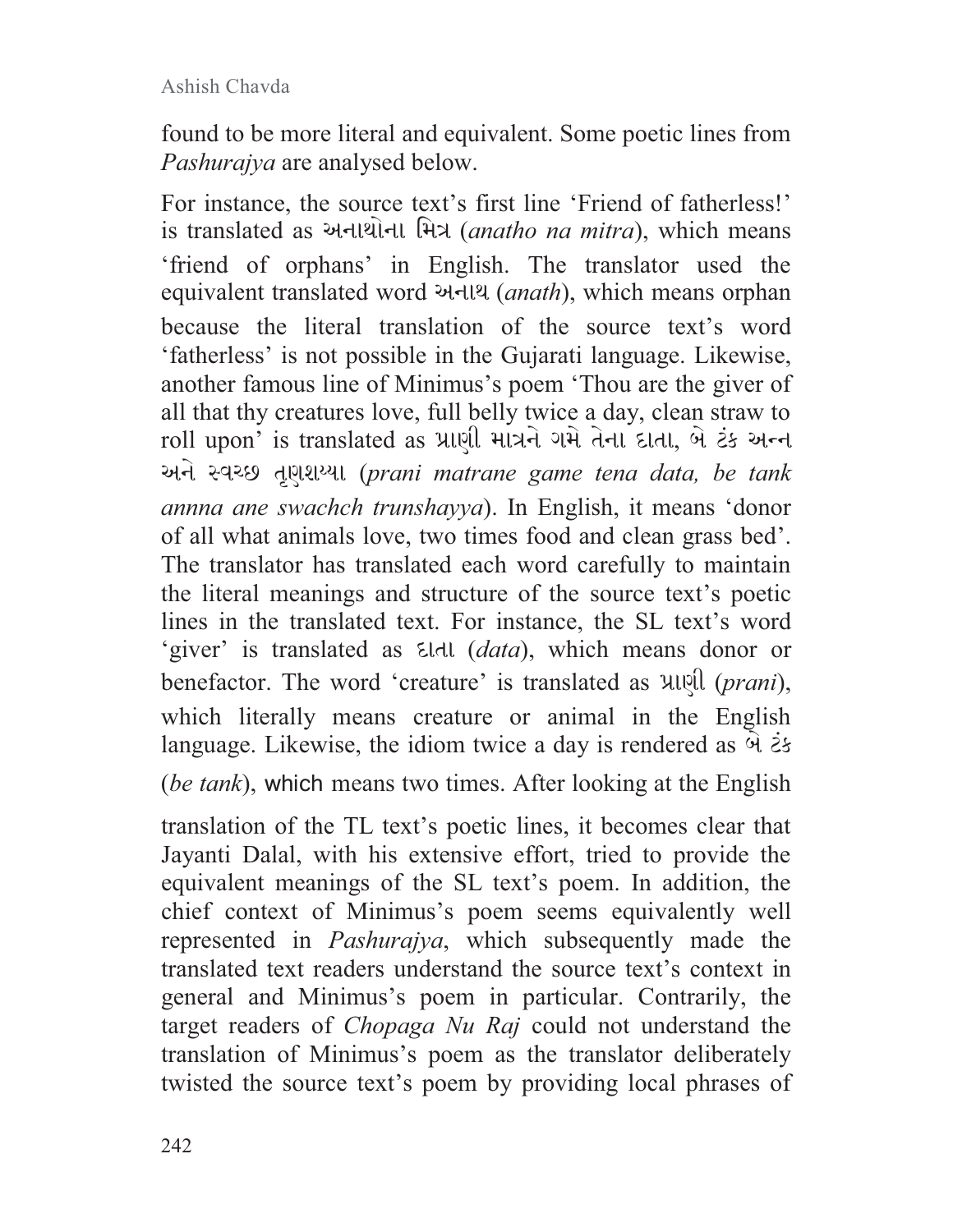found to be more literal and equivalent. Some poetic lines from *Pashurajya* are analysed below.

For instance, the source text's first line 'Friend of fatherless!' is translated as અનાથોના મિત્ર (*anatho na mitra*), which means 'friend of orphans' in English. The translator used the equivalent translated word અનાથ (*anath*), which means orphan because the literal translation of the source text's word 'fatherless' is not possible in the Gujarati language. Likewise, another famous line of Minimus's poem 'Thou are the giver of all that thy creatures love, full belly twice a day, clean straw to roll upon' is translated as પ્રાણી માત્રને ગમે તેના દાતા, બે ટંક અન્ન અને સ્વચ્છ તૃણશય્યા (*prani matrane game tena data, be tank annna ane swachch trunshayya*). In English, it means 'donor of all what animals love, two times food and clean grass bed'. The translator has translated each word carefully to maintain the literal meanings and structure of the source text's poetic lines in the translated text. For instance, the SL text's word 'giver' is translated as દાતા (*data*), which means donor or benefactor. The word 'creature' is translated as પ્રાણી (*prani*), which literally means creature or animal in the English language. Likewise, the idiom twice a day is rendered as બે ટંક (*be tank*), which means two times. After looking at the English translation of the TL text's poetic lines, it becomes clear that Jayanti Dalal, with his extensive effort, tried to provide the equivalent meanings of the SL text's poem. In addition, the chief context of Minimus's poem seems equivalently well represented in *Pashurajya*, which subsequently made the translated text readers understand the source text's context in general and Minimus's poem in particular. Contrarily, the target readers of *Chopaga Nu Raj* could not understand the translation of Minimus's poem as the translator deliberately twisted the source text's poem by providing local phrases of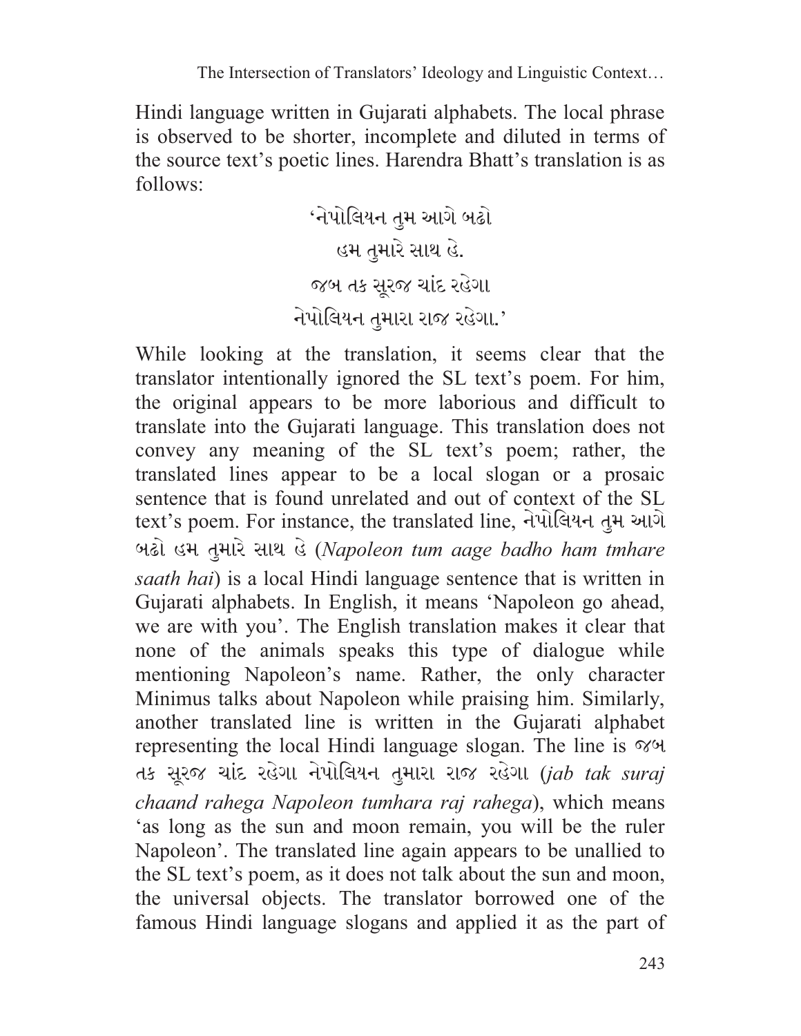Hindi language written in Gujarati alphabets. The local phrase is observed to be shorter, incomplete and diluted in terms of the source text's poetic lines. Harendra Bhatt's translation is as follows:

'નેપોલિયન તુમ આગે બઢો
હમ તુમારે સાથ હે.
જબ તક સૂરજ ચાંદ રહેગા
નેપોલિયન તુમારા રાજ રહેગા.'

While looking at the translation, it seems clear that the translator intentionally ignored the SL text's poem. For him, the original appears to be more laborious and difficult to translate into the Gujarati language. This translation does not convey any meaning of the SL text's poem; rather, the translated lines appear to be a local slogan or a prosaic sentence that is found unrelated and out of context of the SL text's poem. For instance, the translated line, નેપોલિયન તુમ આગે બઢો હમ તુમારે સાથ હે (*Napoleon tum aage badho ham tmhare saath hai*) is a local Hindi language sentence that is written in Gujarati alphabets. In English, it means 'Napoleon go ahead, we are with you'. The English translation makes it clear that none of the animals speaks this type of dialogue while mentioning Napoleon's name. Rather, the only character Minimus talks about Napoleon while praising him. Similarly, another translated line is written in the Gujarati alphabet representing the local Hindi language slogan. The line is જબ તક સૂરજ ચાંદ રહેગા નેપોલિયન તુમારા રાજ રહેગા (*jab tak suraj chaand rahega Napoleon tumhara raj rahega*), which means 'as long as the sun and moon remain, you will be the ruler Napoleon'. The translated line again appears to be unallied to the SL text's poem, as it does not talk about the sun and moon, the universal objects. The translator borrowed one of the famous Hindi language slogans and applied it as the part of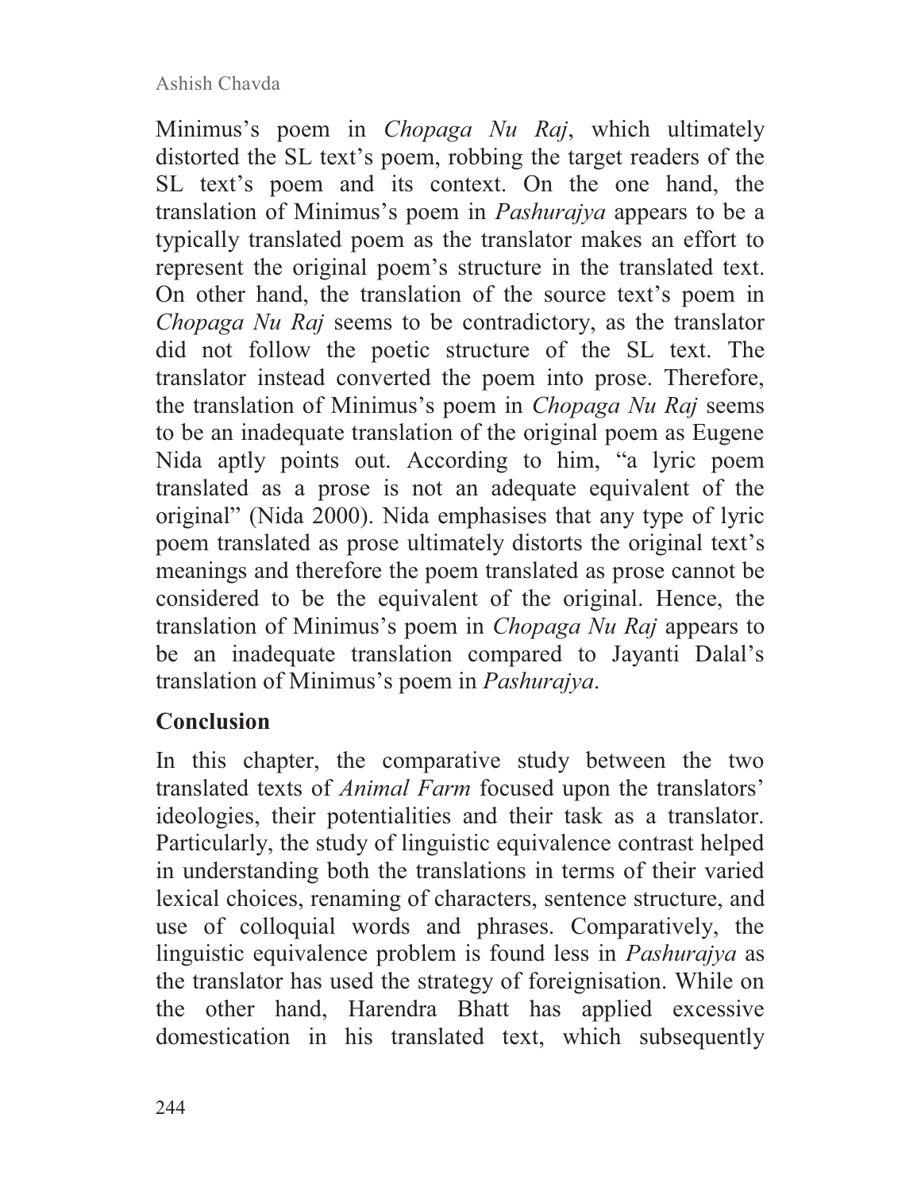Minimus's poem in *Chopaga Nu Raj*, which ultimately distorted the SL text's poem, robbing the target readers of the SL text's poem and its context. On the one hand, the translation of Minimus's poem in *Pashurajya* appears to be a typically translated poem as the translator makes an effort to represent the original poem's structure in the translated text. On other hand, the translation of the source text's poem in *Chopaga Nu Raj* seems to be contradictory, as the translator did not follow the poetic structure of the SL text. The translator instead converted the poem into prose. Therefore, the translation of Minimus's poem in *Chopaga Nu Raj* seems to be an inadequate translation of the original poem as Eugene Nida aptly points out. According to him, "a lyric poem translated as a prose is not an adequate equivalent of the original" (Nida 2000). Nida emphasises that any type of lyric poem translated as prose ultimately distorts the original text's meanings and therefore the poem translated as prose cannot be considered to be the equivalent of the original. Hence, the translation of Minimus's poem in *Chopaga Nu Raj* appears to be an inadequate translation compared to Jayanti Dalal's translation of Minimus's poem in *Pashurajya*.

## Conclusion

In this chapter, the comparative study between the two translated texts of *Animal Farm* focused upon the translators' ideologies, their potentialities and their task as a translator. Particularly, the study of linguistic equivalence contrast helped in understanding both the translations in terms of their varied lexical choices, renaming of characters, sentence structure, and use of colloquial words and phrases. Comparatively, the linguistic equivalence problem is found less in *Pashurajya* as the translator has used the strategy of foreignisation. While on the other hand, Harendra Bhatt has applied excessive domestication in his translated text, which subsequently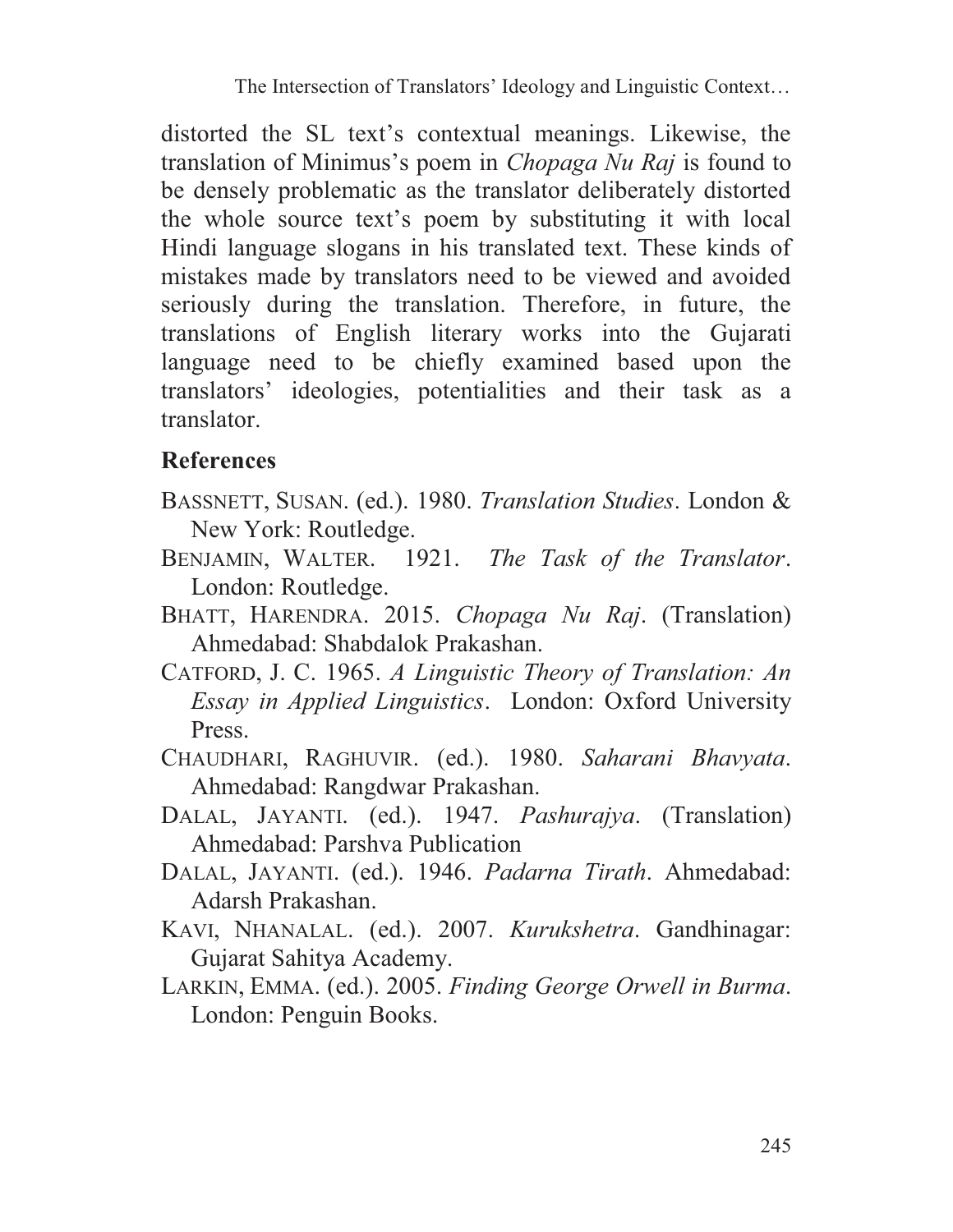distorted the SL text's contextual meanings. Likewise, the translation of Minimus's poem in *Chopaga Nu Raj* is found to be densely problematic as the translator deliberately distorted the whole source text's poem by substituting it with local Hindi language slogans in his translated text. These kinds of mistakes made by translators need to be viewed and avoided seriously during the translation. Therefore, in future, the translations of English literary works into the Gujarati language need to be chiefly examined based upon the translators' ideologies, potentialities and their task as a translator.

## References

BASSNETT, SUSAN. (ed.). 1980. *Translation Studies*. London & New York: Routledge.

BENJAMIN, WALTER. 1921. *The Task of the Translator*. London: Routledge.

BHATT, HARENDRA. 2015. *Chopaga Nu Raj*. (Translation) Ahmedabad: Shabdalok Prakashan.

CATFORD, J. C. 1965. *A Linguistic Theory of Translation: An Essay in Applied Linguistics*. London: Oxford University Press.

CHAUDHARI, RAGHUVIR. (ed.). 1980. *Saharani Bhavyata*. Ahmedabad: Rangdwar Prakashan.

DALAL, JAYANTI. (ed.). 1947. *Pashurajya*. (Translation) Ahmedabad: Parshva Publication

DALAL, JAYANTI. (ed.). 1946. *Padarna Tirath*. Ahmedabad: Adarsh Prakashan.

KAVI, NHANALAL. (ed.). 2007. *Kurukshetra*. Gandhinagar: Gujarat Sahitya Academy.

LARKIN, EMMA. (ed.). 2005. *Finding George Orwell in Burma*. London: Penguin Books.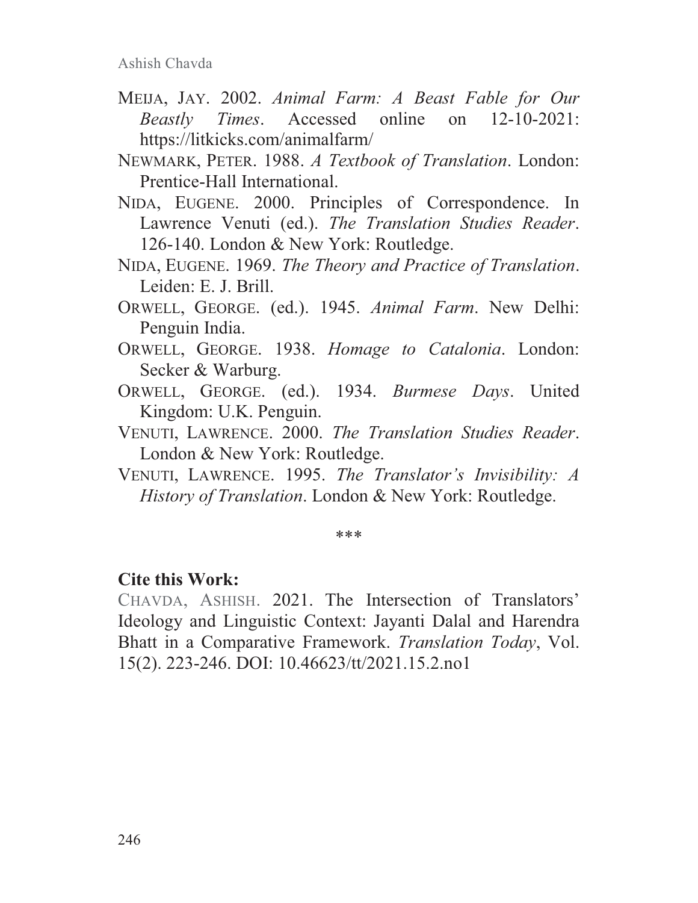MEIJA, JAY. 2002. *Animal Farm: A Beast Fable for Our Beastly Times*. Accessed online on 12-10-2021: https://litkicks.com/animalfarm/

NEWMARK, PETER. 1988. *A Textbook of Translation*. London: Prentice-Hall International.

NIDA, EUGENE. 2000. Principles of Correspondence. In Lawrence Venuti (ed.). *The Translation Studies Reader*. 126-140. London & New York: Routledge.

NIDA, EUGENE. 1969. *The Theory and Practice of Translation*. Leiden: E. J. Brill.

ORWELL, GEORGE. (ed.). 1945. *Animal Farm*. New Delhi: Penguin India.

ORWELL, GEORGE. 1938. *Homage to Catalonia*. London: Secker & Warburg.

ORWELL, GEORGE. (ed.). 1934. *Burmese Days*. United Kingdom: U.K. Penguin.

VENUTI, LAWRENCE. 2000. *The Translation Studies Reader*. London & New York: Routledge.

VENUTI, LAWRENCE. 1995. *The Translator's Invisibility: A History of Translation*. London & New York: Routledge.

***

**Cite this Work:**

CHAVDA, ASHISH. 2021. The Intersection of Translators' Ideology and Linguistic Context: Jayanti Dalal and Harendra Bhatt in a Comparative Framework. *Translation Today*, Vol. 15(2). 223-246. DOI: 10.46623/tt/2021.15.2.no1